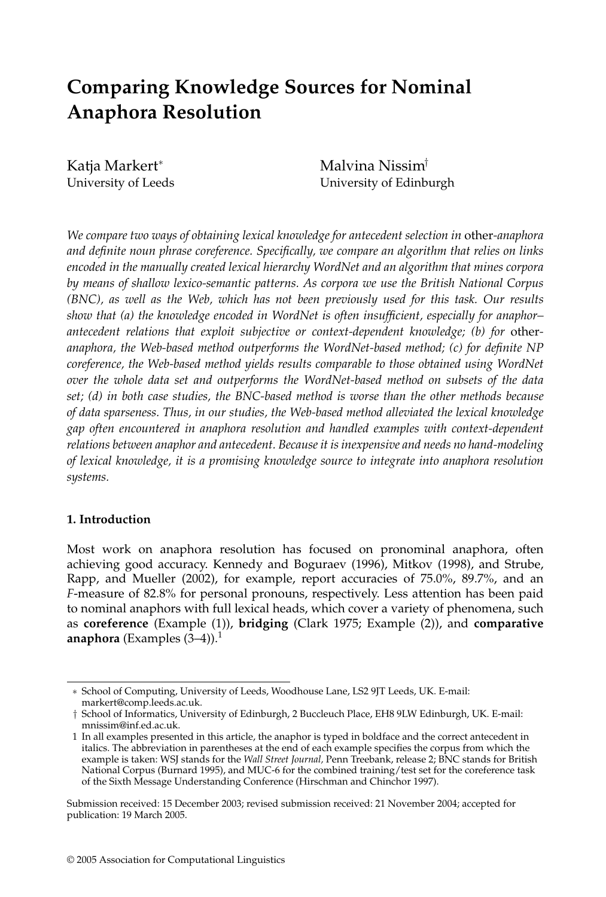# Comparing Knowledge Sources for Nominal Anaphora Resolution

Katja Markert[*]
University of Leeds

Malvina Nissim[†]
University of Edinburgh

*We compare two ways of obtaining lexical knowledge for antecedent selection in* other*-anaphora and definite noun phrase coreference. Specifically, we compare an algorithm that relies on links encoded in the manually created lexical hierarchy WordNet and an algorithm that mines corpora by means of shallow lexico-semantic patterns. As corpora we use the British National Corpus (BNC), as well as the Web, which has not been previously used for this task. Our results show that (a) the knowledge encoded in WordNet is often insufficient, especially for anaphor–antecedent relations that exploit subjective or context-dependent knowledge; (b) for* other*-anaphora, the Web-based method outperforms the WordNet-based method; (c) for definite NP coreference, the Web-based method yields results comparable to those obtained using WordNet over the whole data set and outperforms the WordNet-based method on subsets of the data set; (d) in both case studies, the BNC-based method is worse than the other methods because of data sparseness. Thus, in our studies, the Web-based method alleviated the lexical knowledge gap often encountered in anaphora resolution and handled examples with context-dependent relations between anaphor and antecedent. Because it is inexpensive and needs no hand-modeling of lexical knowledge, it is a promising knowledge source to integrate into anaphora resolution systems.*

## 1. Introduction

Most work on anaphora resolution has focused on pronominal anaphora, often achieving good accuracy. Kennedy and Boguraev (1996), Mitkov (1998), and Strube, Rapp, and Mueller (2002), for example, report accuracies of 75.0%, 89.7%, and an *F*-measure of 82.8% for personal pronouns, respectively. Less attention has been paid to nominal anaphors with full lexical heads, which cover a variety of phenomena, such as **coreference** (Example (1)), **bridging** (Clark 1975; Example (2)), and **comparative anaphora** (Examples (3–4)).[1]

---

[*] School of Computing, University of Leeds, Woodhouse Lane, LS2 9JT Leeds, UK. E-mail: markert@comp.leeds.ac.uk.

[†] School of Informatics, University of Edinburgh, 2 Buccleuch Place, EH8 9LW Edinburgh, UK. E-mail: mnissim@inf.ed.ac.uk.

[1] In all examples presented in this article, the anaphor is typed in boldface and the correct antecedent in italics. The abbreviation in parentheses at the end of each example specifies the corpus from which the example is taken: WSJ stands for the *Wall Street Journal*, Penn Treebank, release 2; BNC stands for British National Corpus (Burnard 1995), and MUC-6 for the combined training/test set for the coreference task of the Sixth Message Understanding Conference (Hirschman and Chinchor 1997).

Submission received: 15 December 2003; revised submission received: 21 November 2004; accepted for publication: 19 March 2005.

© 2005 Association for Computational Linguistics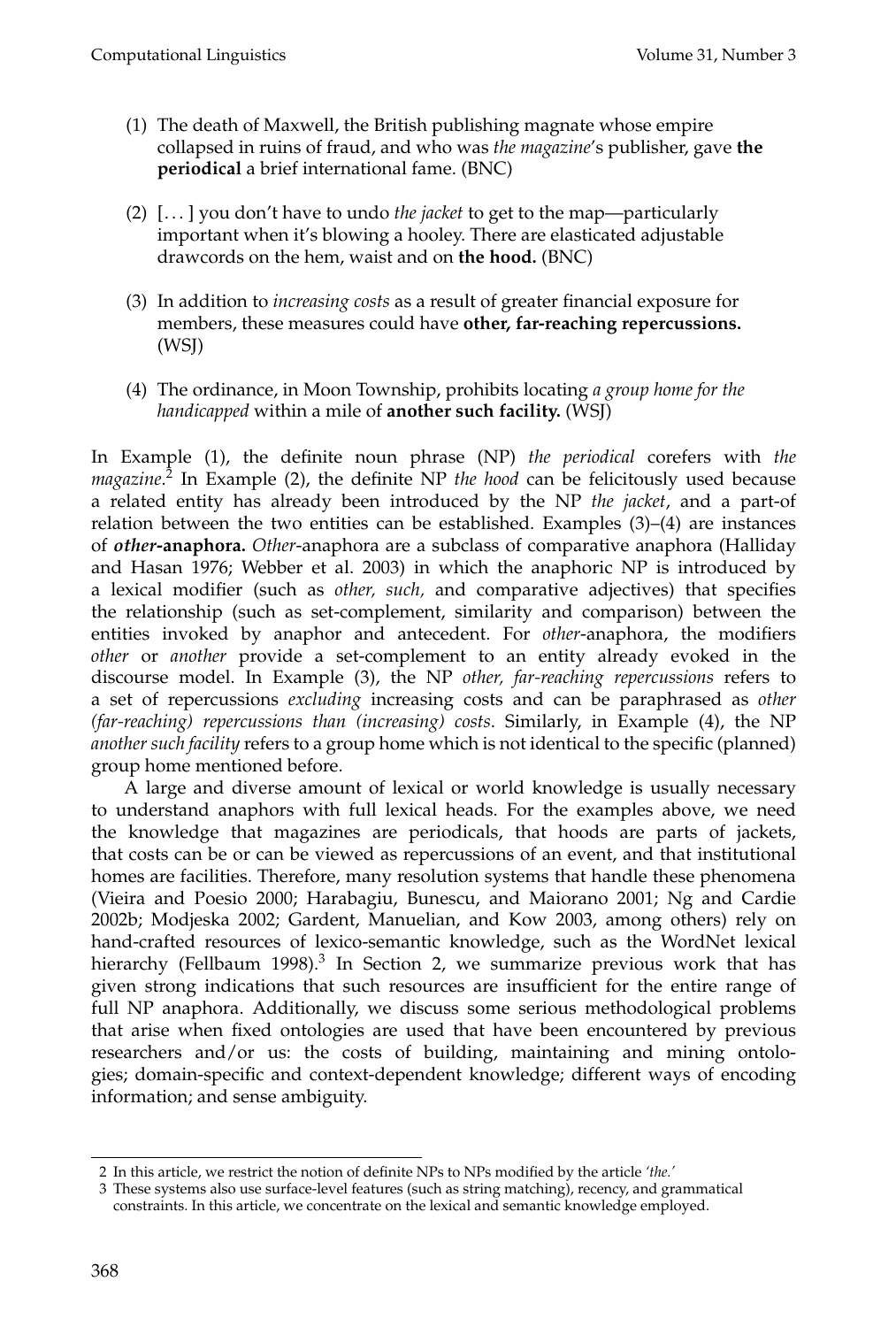(1) The death of Maxwell, the British publishing magnate whose empire collapsed in ruins of fraud, and who was *the magazine*'s publisher, gave **the periodical** a brief international fame. (BNC)

(2) [. . . ] you don't have to undo *the jacket* to get to the map—particularly important when it's blowing a hooley. There are elasticated adjustable drawcords on the hem, waist and on **the hood.** (BNC)

(3) In addition to *increasing costs* as a result of greater financial exposure for members, these measures could have **other, far-reaching repercussions.** (WSJ)

(4) The ordinance, in Moon Township, prohibits locating *a group home for the handicapped* within a mile of **another such facility.** (WSJ)

In Example (1), the definite noun phrase (NP) *the periodical* corefers with *the magazine*.[2] In Example (2), the definite NP *the hood* can be felicitously used because a related entity has already been introduced by the NP *the jacket*, and a part-of relation between the two entities can be established. Examples (3)–(4) are instances of ***other*-anaphora.** *Other*-anaphora are a subclass of comparative anaphora (Halliday and Hasan 1976; Webber et al. 2003) in which the anaphoric NP is introduced by a lexical modifier (such as *other, such,* and comparative adjectives) that specifies the relationship (such as set-complement, similarity and comparison) between the entities invoked by anaphor and antecedent. For *other*-anaphora, the modifiers *other* or *another* provide a set-complement to an entity already evoked in the discourse model. In Example (3), the NP *other, far-reaching repercussions* refers to a set of repercussions *excluding* increasing costs and can be paraphrased as *other (far-reaching) repercussions than (increasing) costs*. Similarly, in Example (4), the NP *another such facility* refers to a group home which is not identical to the specific (planned) group home mentioned before.

A large and diverse amount of lexical or world knowledge is usually necessary to understand anaphors with full lexical heads. For the examples above, we need the knowledge that magazines are periodicals, that hoods are parts of jackets, that costs can be or can be viewed as repercussions of an event, and that institutional homes are facilities. Therefore, many resolution systems that handle these phenomena (Vieira and Poesio 2000; Harabagiu, Bunescu, and Maiorano 2001; Ng and Cardie 2002b; Modjeska 2002; Gardent, Manuelian, and Kow 2003, among others) rely on hand-crafted resources of lexico-semantic knowledge, such as the WordNet lexical hierarchy (Fellbaum 1998).[3] In Section 2, we summarize previous work that has given strong indications that such resources are insufficient for the entire range of full NP anaphora. Additionally, we discuss some serious methodological problems that arise when fixed ontologies are used that have been encountered by previous researchers and/or us: the costs of building, maintaining and mining ontologies; domain-specific and context-dependent knowledge; different ways of encoding information; and sense ambiguity.

---

2 In this article, we restrict the notion of definite NPs to NPs modified by the article *'the.'*

3 These systems also use surface-level features (such as string matching), recency, and grammatical constraints. In this article, we concentrate on the lexical and semantic knowledge employed.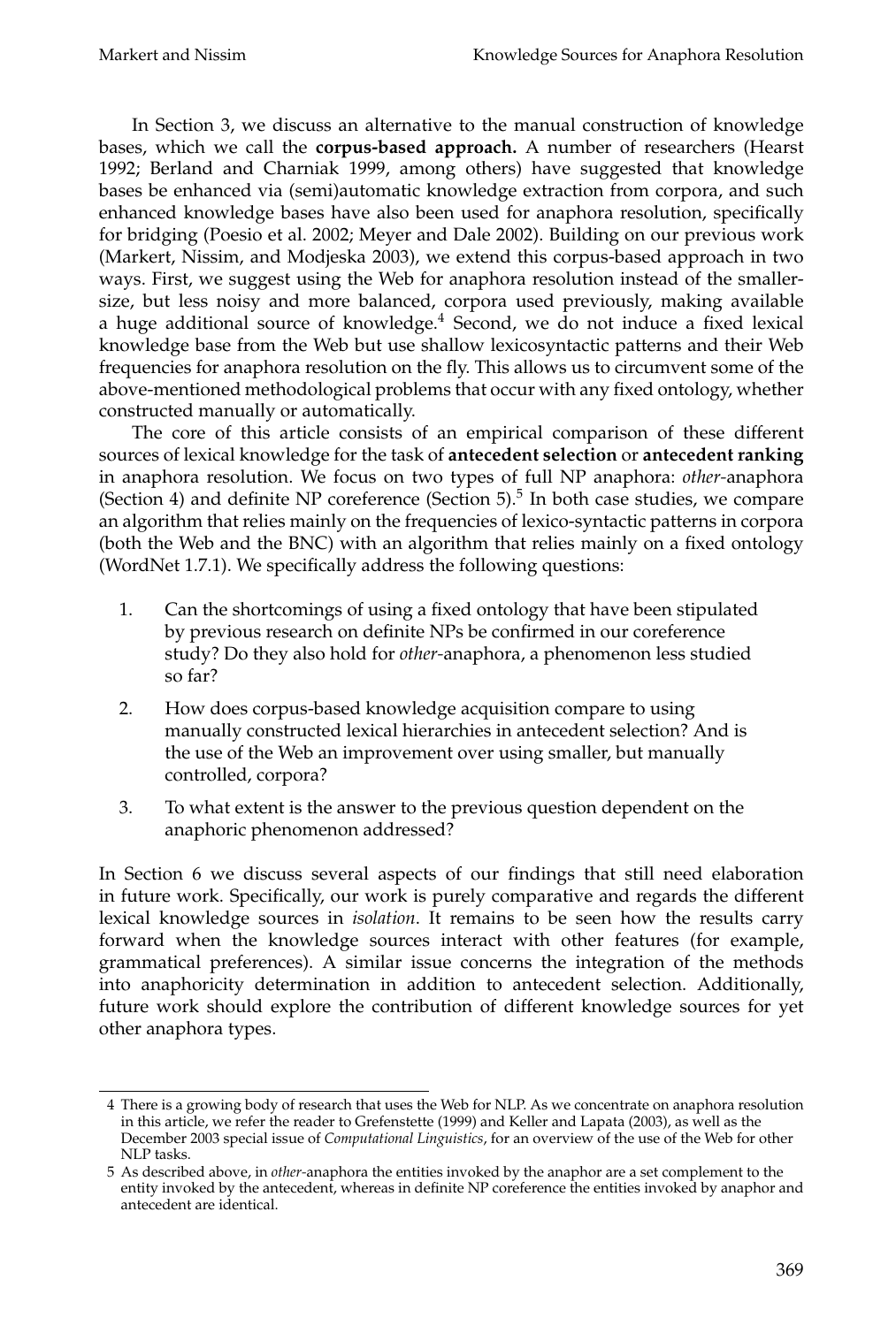In Section 3, we discuss an alternative to the manual construction of knowledge bases, which we call the **corpus-based approach.** A number of researchers (Hearst 1992; Berland and Charniak 1999, among others) have suggested that knowledge bases be enhanced via (semi)automatic knowledge extraction from corpora, and such enhanced knowledge bases have also been used for anaphora resolution, specifically for bridging (Poesio et al. 2002; Meyer and Dale 2002). Building on our previous work (Markert, Nissim, and Modjeska 2003), we extend this corpus-based approach in two ways. First, we suggest using the Web for anaphora resolution instead of the smaller-size, but less noisy and more balanced, corpora used previously, making available a huge additional source of knowledge.[4] Second, we do not induce a fixed lexical knowledge base from the Web but use shallow lexicosyntactic patterns and their Web frequencies for anaphora resolution on the fly. This allows us to circumvent some of the above-mentioned methodological problems that occur with any fixed ontology, whether constructed manually or automatically.

The core of this article consists of an empirical comparison of these different sources of lexical knowledge for the task of **antecedent selection** or **antecedent ranking** in anaphora resolution. We focus on two types of full NP anaphora: *other*-anaphora (Section 4) and definite NP coreference (Section 5).[5] In both case studies, we compare an algorithm that relies mainly on the frequencies of lexico-syntactic patterns in corpora (both the Web and the BNC) with an algorithm that relies mainly on a fixed ontology (WordNet 1.7.1). We specifically address the following questions:

1. Can the shortcomings of using a fixed ontology that have been stipulated by previous research on definite NPs be confirmed in our coreference study? Do they also hold for *other*-anaphora, a phenomenon less studied so far?
2. How does corpus-based knowledge acquisition compare to using manually constructed lexical hierarchies in antecedent selection? And is the use of the Web an improvement over using smaller, but manually controlled, corpora?
3. To what extent is the answer to the previous question dependent on the anaphoric phenomenon addressed?

In Section 6 we discuss several aspects of our findings that still need elaboration in future work. Specifically, our work is purely comparative and regards the different lexical knowledge sources in *isolation*. It remains to be seen how the results carry forward when the knowledge sources interact with other features (for example, grammatical preferences). A similar issue concerns the integration of the methods into anaphoricity determination in addition to antecedent selection. Additionally, future work should explore the contribution of different knowledge sources for yet other anaphora types.

---

4 There is a growing body of research that uses the Web for NLP. As we concentrate on anaphora resolution in this article, we refer the reader to Grefenstette (1999) and Keller and Lapata (2003), as well as the December 2003 special issue of *Computational Linguistics*, for an overview of the use of the Web for other NLP tasks.

5 As described above, in *other*-anaphora the entities invoked by the anaphor are a set complement to the entity invoked by the antecedent, whereas in definite NP coreference the entities invoked by anaphor and antecedent are identical.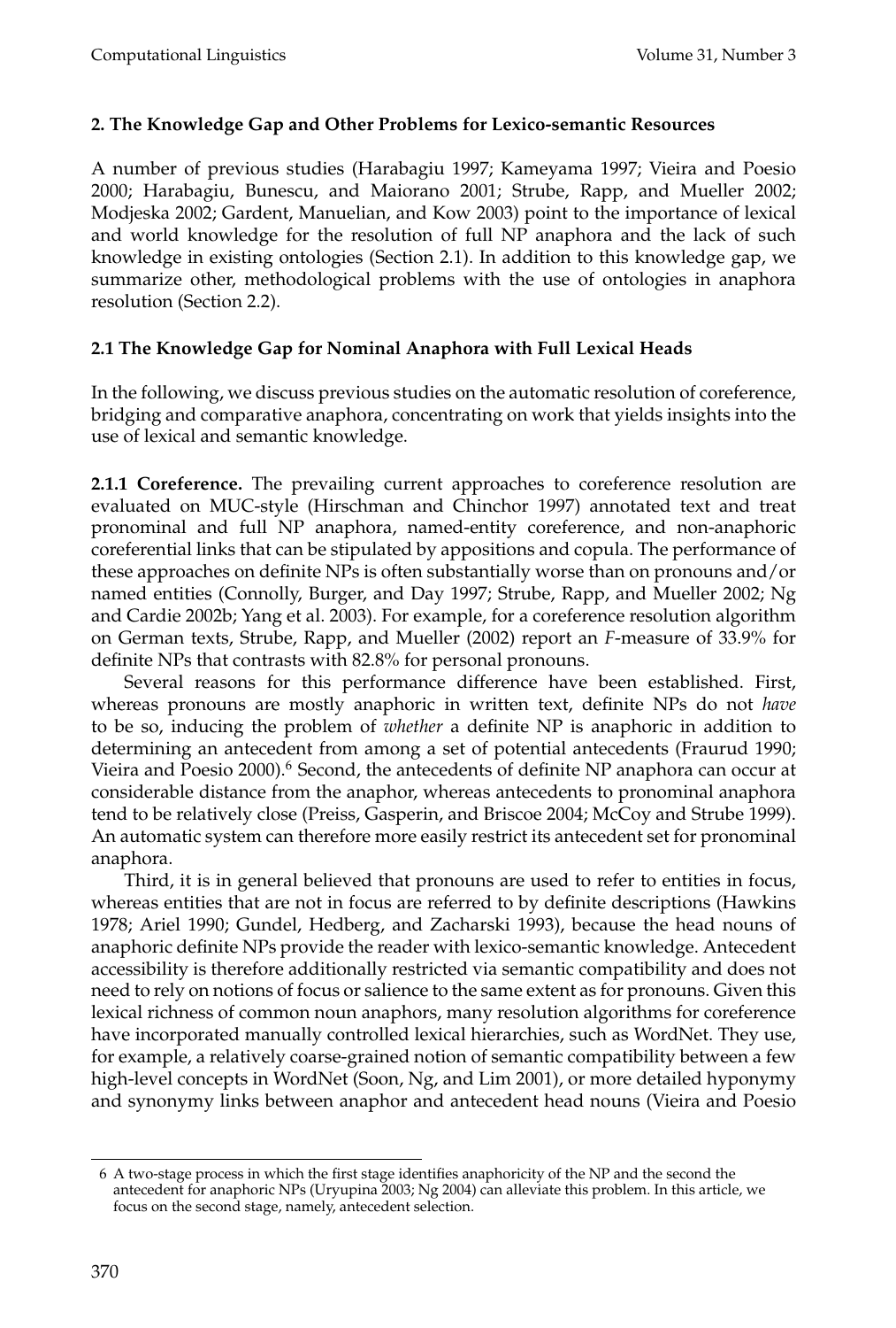## 2. The Knowledge Gap and Other Problems for Lexico-semantic Resources

A number of previous studies (Harabagiu 1997; Kameyama 1997; Vieira and Poesio 2000; Harabagiu, Bunescu, and Maiorano 2001; Strube, Rapp, and Mueller 2002; Modjeska 2002; Gardent, Manuelian, and Kow 2003) point to the importance of lexical and world knowledge for the resolution of full NP anaphora and the lack of such knowledge in existing ontologies (Section 2.1). In addition to this knowledge gap, we summarize other, methodological problems with the use of ontologies in anaphora resolution (Section 2.2).

### 2.1 The Knowledge Gap for Nominal Anaphora with Full Lexical Heads

In the following, we discuss previous studies on the automatic resolution of coreference, bridging and comparative anaphora, concentrating on work that yields insights into the use of lexical and semantic knowledge.

**2.1.1 Coreference.** The prevailing current approaches to coreference resolution are evaluated on MUC-style (Hirschman and Chinchor 1997) annotated text and treat pronominal and full NP anaphora, named-entity coreference, and non-anaphoric coreferential links that can be stipulated by appositions and copula. The performance of these approaches on definite NPs is often substantially worse than on pronouns and/or named entities (Connolly, Burger, and Day 1997; Strube, Rapp, and Mueller 2002; Ng and Cardie 2002b; Yang et al. 2003). For example, for a coreference resolution algorithm on German texts, Strube, Rapp, and Mueller (2002) report an *F*-measure of 33.9% for definite NPs that contrasts with 82.8% for personal pronouns.

Several reasons for this performance difference have been established. First, whereas pronouns are mostly anaphoric in written text, definite NPs do not *have* to be so, inducing the problem of *whether* a definite NP is anaphoric in addition to determining an antecedent from among a set of potential antecedents (Fraurud 1990; Vieira and Poesio 2000).[6] Second, the antecedents of definite NP anaphora can occur at considerable distance from the anaphor, whereas antecedents to pronominal anaphora tend to be relatively close (Preiss, Gasperin, and Briscoe 2004; McCoy and Strube 1999). An automatic system can therefore more easily restrict its antecedent set for pronominal anaphora.

Third, it is in general believed that pronouns are used to refer to entities in focus, whereas entities that are not in focus are referred to by definite descriptions (Hawkins 1978; Ariel 1990; Gundel, Hedberg, and Zacharski 1993), because the head nouns of anaphoric definite NPs provide the reader with lexico-semantic knowledge. Antecedent accessibility is therefore additionally restricted via semantic compatibility and does not need to rely on notions of focus or salience to the same extent as for pronouns. Given this lexical richness of common noun anaphors, many resolution algorithms for coreference have incorporated manually controlled lexical hierarchies, such as WordNet. They use, for example, a relatively coarse-grained notion of semantic compatibility between a few high-level concepts in WordNet (Soon, Ng, and Lim 2001), or more detailed hyponymy and synonymy links between anaphor and antecedent head nouns (Vieira and Poesio

[6] A two-stage process in which the first stage identifies anaphoricity of the NP and the second the antecedent for anaphoric NPs (Uryupina 2003; Ng 2004) can alleviate this problem. In this article, we focus on the second stage, namely, antecedent selection.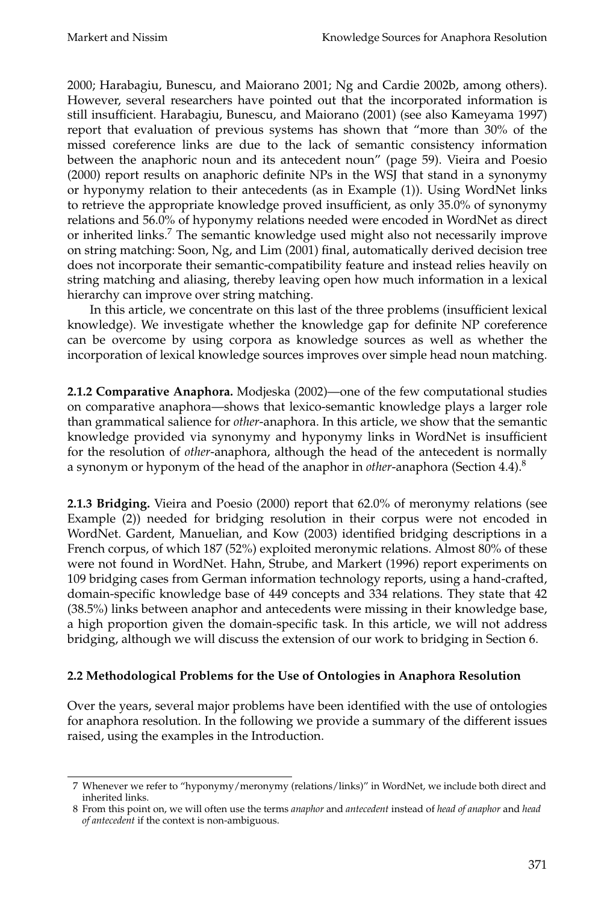2000; Harabagiu, Bunescu, and Maiorano 2001; Ng and Cardie 2002b, among others). However, several researchers have pointed out that the incorporated information is still insufficient. Harabagiu, Bunescu, and Maiorano (2001) (see also Kameyama 1997) report that evaluation of previous systems has shown that "more than 30% of the missed coreference links are due to the lack of semantic consistency information between the anaphoric noun and its antecedent noun" (page 59). Vieira and Poesio (2000) report results on anaphoric definite NPs in the WSJ that stand in a synonymy or hyponymy relation to their antecedents (as in Example (1)). Using WordNet links to retrieve the appropriate knowledge proved insufficient, as only 35.0% of synonymy relations and 56.0% of hyponymy relations needed were encoded in WordNet as direct or inherited links.[7] The semantic knowledge used might also not necessarily improve on string matching: Soon, Ng, and Lim (2001) final, automatically derived decision tree does not incorporate their semantic-compatibility feature and instead relies heavily on string matching and aliasing, thereby leaving open how much information in a lexical hierarchy can improve over string matching.

In this article, we concentrate on this last of the three problems (insufficient lexical knowledge). We investigate whether the knowledge gap for definite NP coreference can be overcome by using corpora as knowledge sources as well as whether the incorporation of lexical knowledge sources improves over simple head noun matching.

**2.1.2 Comparative Anaphora.** Modjeska (2002)—one of the few computational studies on comparative anaphora—shows that lexico-semantic knowledge plays a larger role than grammatical salience for *other*-anaphora. In this article, we show that the semantic knowledge provided via synonymy and hyponymy links in WordNet is insufficient for the resolution of *other*-anaphora, although the head of the antecedent is normally a synonym or hyponym of the head of the anaphor in *other*-anaphora (Section 4.4).[8]

**2.1.3 Bridging.** Vieira and Poesio (2000) report that 62.0% of meronymy relations (see Example (2)) needed for bridging resolution in their corpus were not encoded in WordNet. Gardent, Manuelian, and Kow (2003) identified bridging descriptions in a French corpus, of which 187 (52%) exploited meronymic relations. Almost 80% of these were not found in WordNet. Hahn, Strube, and Markert (1996) report experiments on 109 bridging cases from German information technology reports, using a hand-crafted, domain-specific knowledge base of 449 concepts and 334 relations. They state that 42 (38.5%) links between anaphor and antecedents were missing in their knowledge base, a high proportion given the domain-specific task. In this article, we will not address bridging, although we will discuss the extension of our work to bridging in Section 6.

### 2.2 Methodological Problems for the Use of Ontologies in Anaphora Resolution

Over the years, several major problems have been identified with the use of ontologies for anaphora resolution. In the following we provide a summary of the different issues raised, using the examples in the Introduction.

---

7 Whenever we refer to "hyponymy/meronymy (relations/links)" in WordNet, we include both direct and inherited links.

8 From this point on, we will often use the terms *anaphor* and *antecedent* instead of *head of anaphor* and *head of antecedent* if the context is non-ambiguous.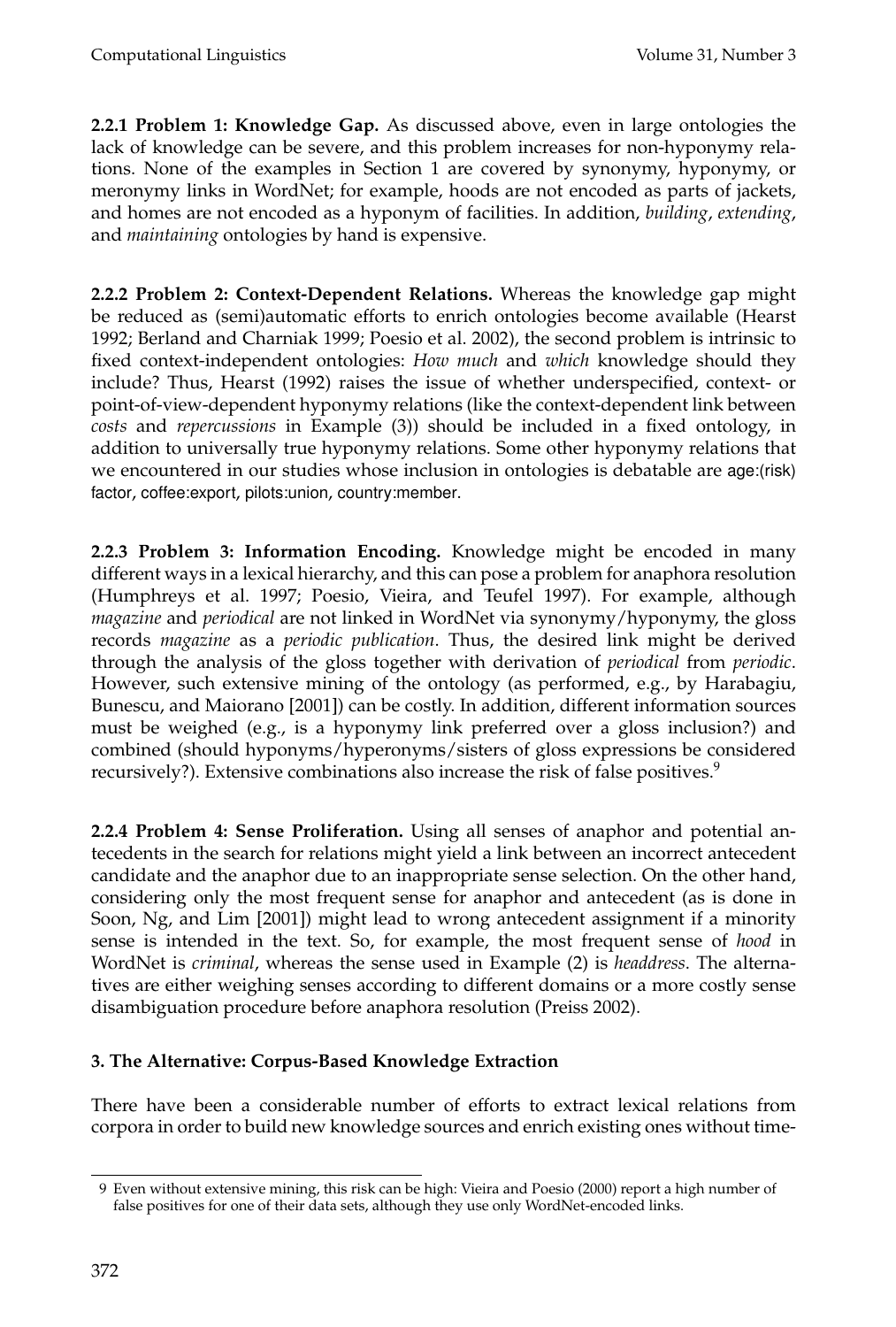**2.2.1 Problem 1: Knowledge Gap.** As discussed above, even in large ontologies the lack of knowledge can be severe, and this problem increases for non-hyponymy relations. None of the examples in Section 1 are covered by synonymy, hyponymy, or meronymy links in WordNet; for example, hoods are not encoded as parts of jackets, and homes are not encoded as a hyponym of facilities. In addition, *building*, *extending*, and *maintaining* ontologies by hand is expensive.

**2.2.2 Problem 2: Context-Dependent Relations.** Whereas the knowledge gap might be reduced as (semi)automatic efforts to enrich ontologies become available (Hearst 1992; Berland and Charniak 1999; Poesio et al. 2002), the second problem is intrinsic to fixed context-independent ontologies: *How much* and *which* knowledge should they include? Thus, Hearst (1992) raises the issue of whether underspecified, context- or point-of-view-dependent hyponymy relations (like the context-dependent link between *costs* and *repercussions* in Example (3)) should be included in a fixed ontology, in addition to universally true hyponymy relations. Some other hyponymy relations that we encountered in our studies whose inclusion in ontologies is debatable are age:(risk) factor, coffee:export, pilots:union, country:member.

**2.2.3 Problem 3: Information Encoding.** Knowledge might be encoded in many different ways in a lexical hierarchy, and this can pose a problem for anaphora resolution (Humphreys et al. 1997; Poesio, Vieira, and Teufel 1997). For example, although *magazine* and *periodical* are not linked in WordNet via synonymy/hyponymy, the gloss records *magazine* as a *periodic publication*. Thus, the desired link might be derived through the analysis of the gloss together with derivation of *periodical* from *periodic*. However, such extensive mining of the ontology (as performed, e.g., by Harabagiu, Bunescu, and Maiorano [2001]) can be costly. In addition, different information sources must be weighed (e.g., is a hyponymy link preferred over a gloss inclusion?) and combined (should hyponyms/hyperonyms/sisters of gloss expressions be considered recursively?). Extensive combinations also increase the risk of false positives.[9]

**2.2.4 Problem 4: Sense Proliferation.** Using all senses of anaphor and potential antecedents in the search for relations might yield a link between an incorrect antecedent candidate and the anaphor due to an inappropriate sense selection. On the other hand, considering only the most frequent sense for anaphor and antecedent (as is done in Soon, Ng, and Lim [2001]) might lead to wrong antecedent assignment if a minority sense is intended in the text. So, for example, the most frequent sense of *hood* in WordNet is *criminal*, whereas the sense used in Example (2) is *headdress*. The alternatives are either weighing senses according to different domains or a more costly sense disambiguation procedure before anaphora resolution (Preiss 2002).

## 3. The Alternative: Corpus-Based Knowledge Extraction

There have been a considerable number of efforts to extract lexical relations from corpora in order to build new knowledge sources and enrich existing ones without time-

---

9 Even without extensive mining, this risk can be high: Vieira and Poesio (2000) report a high number of false positives for one of their data sets, although they use only WordNet-encoded links.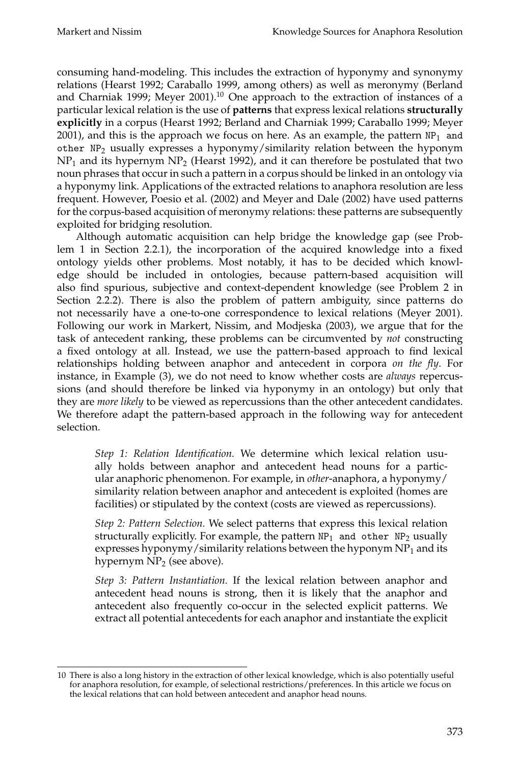consuming hand-modeling. This includes the extraction of hyponymy and synonymy relations (Hearst 1992; Caraballo 1999, among others) as well as meronymy (Berland and Charniak 1999; Meyer 2001).[10] One approach to the extraction of instances of a particular lexical relation is the use of **patterns** that express lexical relations **structurally explicitly** in a corpus (Hearst 1992; Berland and Charniak 1999; Caraballo 1999; Meyer 2001), and this is the approach we focus on here. As an example, the pattern `NP`$_1$ `and other NP`$_2$ usually expresses a hyponymy/similarity relation between the hyponym $\text{NP}_1$ and its hypernym $\text{NP}_2$ (Hearst 1992), and it can therefore be postulated that two noun phrases that occur in such a pattern in a corpus should be linked in an ontology via a hyponymy link. Applications of the extracted relations to anaphora resolution are less frequent. However, Poesio et al. (2002) and Meyer and Dale (2002) have used patterns for the corpus-based acquisition of meronymy relations: these patterns are subsequently exploited for bridging resolution.

Although automatic acquisition can help bridge the knowledge gap (see Problem 1 in Section 2.2.1), the incorporation of the acquired knowledge into a fixed ontology yields other problems. Most notably, it has to be decided which knowledge should be included in ontologies, because pattern-based acquisition will also find spurious, subjective and context-dependent knowledge (see Problem 2 in Section 2.2.2). There is also the problem of pattern ambiguity, since patterns do not necessarily have a one-to-one correspondence to lexical relations (Meyer 2001). Following our work in Markert, Nissim, and Modjeska (2003), we argue that for the task of antecedent ranking, these problems can be circumvented by *not* constructing a fixed ontology at all. Instead, we use the pattern-based approach to find lexical relationships holding between anaphor and antecedent in corpora *on the fly*. For instance, in Example (3), we do not need to know whether costs are *always* repercussions (and should therefore be linked via hyponymy in an ontology) but only that they are *more likely* to be viewed as repercussions than the other antecedent candidates. We therefore adapt the pattern-based approach in the following way for antecedent selection.

> *Step 1: Relation Identification.* We determine which lexical relation usually holds between anaphor and antecedent head nouns for a particular anaphoric phenomenon. For example, in *other*-anaphora, a hyponymy/similarity relation between anaphor and antecedent is exploited (homes are facilities) or stipulated by the context (costs are viewed as repercussions).
>
> *Step 2: Pattern Selection.* We select patterns that express this lexical relation structurally explicitly. For example, the pattern `NP`$_1$ `and other NP`$_2$ usually expresses hyponymy/similarity relations between the hyponym $\text{NP}_1$ and its hypernym $\text{NP}_2$ (see above).
>
> *Step 3: Pattern Instantiation.* If the lexical relation between anaphor and antecedent head nouns is strong, then it is likely that the anaphor and antecedent also frequently co-occur in the selected explicit patterns. We extract all potential antecedents for each anaphor and instantiate the explicit

[10] There is also a long history in the extraction of other lexical knowledge, which is also potentially useful for anaphora resolution, for example, of selectional restrictions/preferences. In this article we focus on the lexical relations that can hold between antecedent and anaphor head nouns.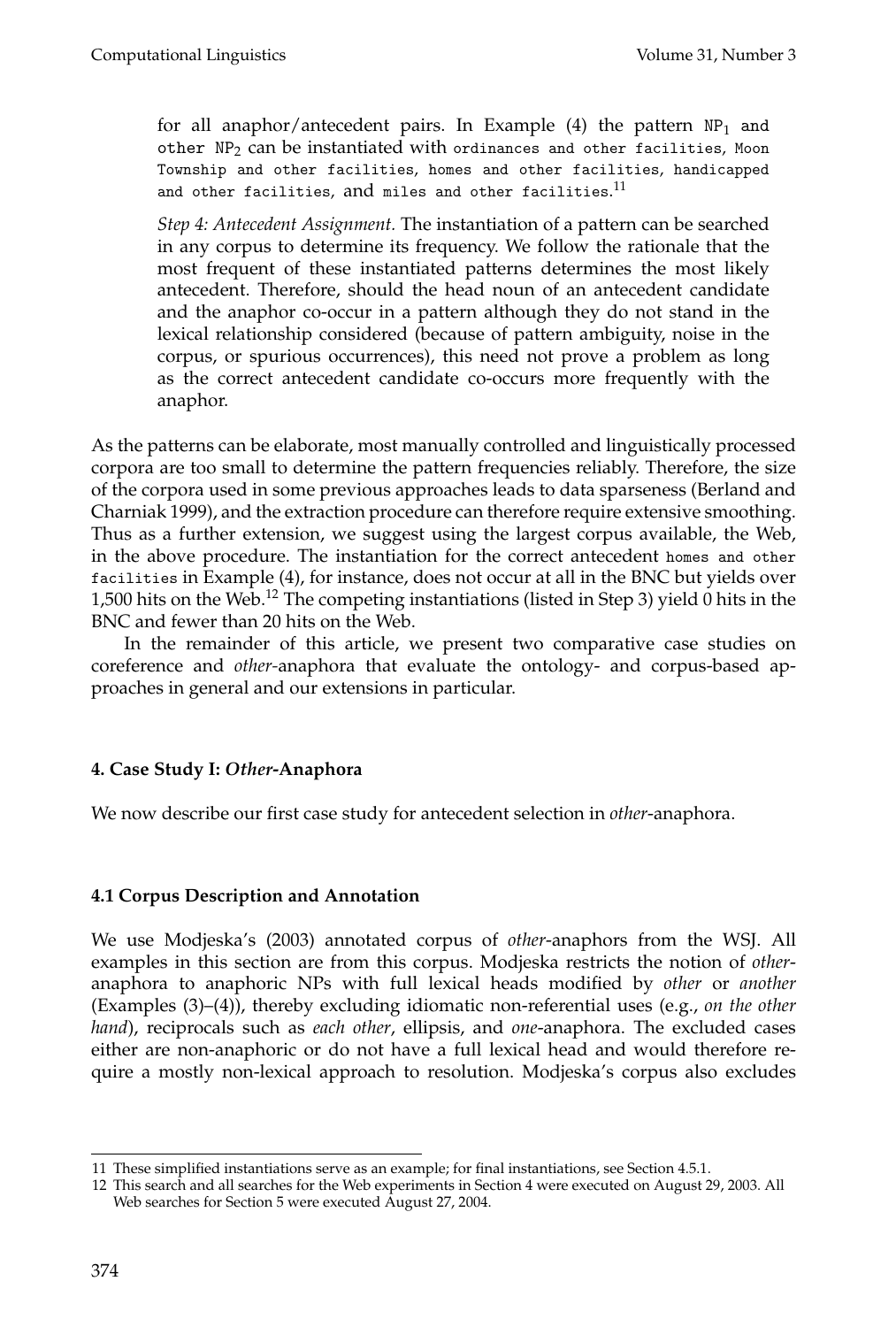for all anaphor/antecedent pairs. In Example (4) the pattern $NP_1$ and other $NP_2$ can be instantiated with `ordinances and other facilities`, `Moon Township and other facilities`, `homes and other facilities`, `handicapped and other facilities`, and `miles and other facilities`.[11]

*Step 4: Antecedent Assignment.* The instantiation of a pattern can be searched in any corpus to determine its frequency. We follow the rationale that the most frequent of these instantiated patterns determines the most likely antecedent. Therefore, should the head noun of an antecedent candidate and the anaphor co-occur in a pattern although they do not stand in the lexical relationship considered (because of pattern ambiguity, noise in the corpus, or spurious occurrences), this need not prove a problem as long as the correct antecedent candidate co-occurs more frequently with the anaphor.

As the patterns can be elaborate, most manually controlled and linguistically processed corpora are too small to determine the pattern frequencies reliably. Therefore, the size of the corpora used in some previous approaches leads to data sparseness (Berland and Charniak 1999), and the extraction procedure can therefore require extensive smoothing. Thus as a further extension, we suggest using the largest corpus available, the Web, in the above procedure. The instantiation for the correct antecedent `homes and other facilities` in Example (4), for instance, does not occur at all in the BNC but yields over 1,500 hits on the Web.[12] The competing instantiations (listed in Step 3) yield 0 hits in the BNC and fewer than 20 hits on the Web.

In the remainder of this article, we present two comparative case studies on coreference and *other*-anaphora that evaluate the ontology- and corpus-based approaches in general and our extensions in particular.

## 4. Case Study I: *Other*-Anaphora

We now describe our first case study for antecedent selection in *other*-anaphora.

### 4.1 Corpus Description and Annotation

We use Modjeska's (2003) annotated corpus of *other*-anaphors from the WSJ. All examples in this section are from this corpus. Modjeska restricts the notion of *other*-anaphora to anaphoric NPs with full lexical heads modified by *other* or *another* (Examples (3)–(4)), thereby excluding idiomatic non-referential uses (e.g., *on the other hand*), reciprocals such as *each other*, ellipsis, and *one*-anaphora. The excluded cases either are non-anaphoric or do not have a full lexical head and would therefore require a mostly non-lexical approach to resolution. Modjeska's corpus also excludes

11 These simplified instantiations serve as an example; for final instantiations, see Section 4.5.1.

12 This search and all searches for the Web experiments in Section 4 were executed on August 29, 2003. All Web searches for Section 5 were executed August 27, 2004.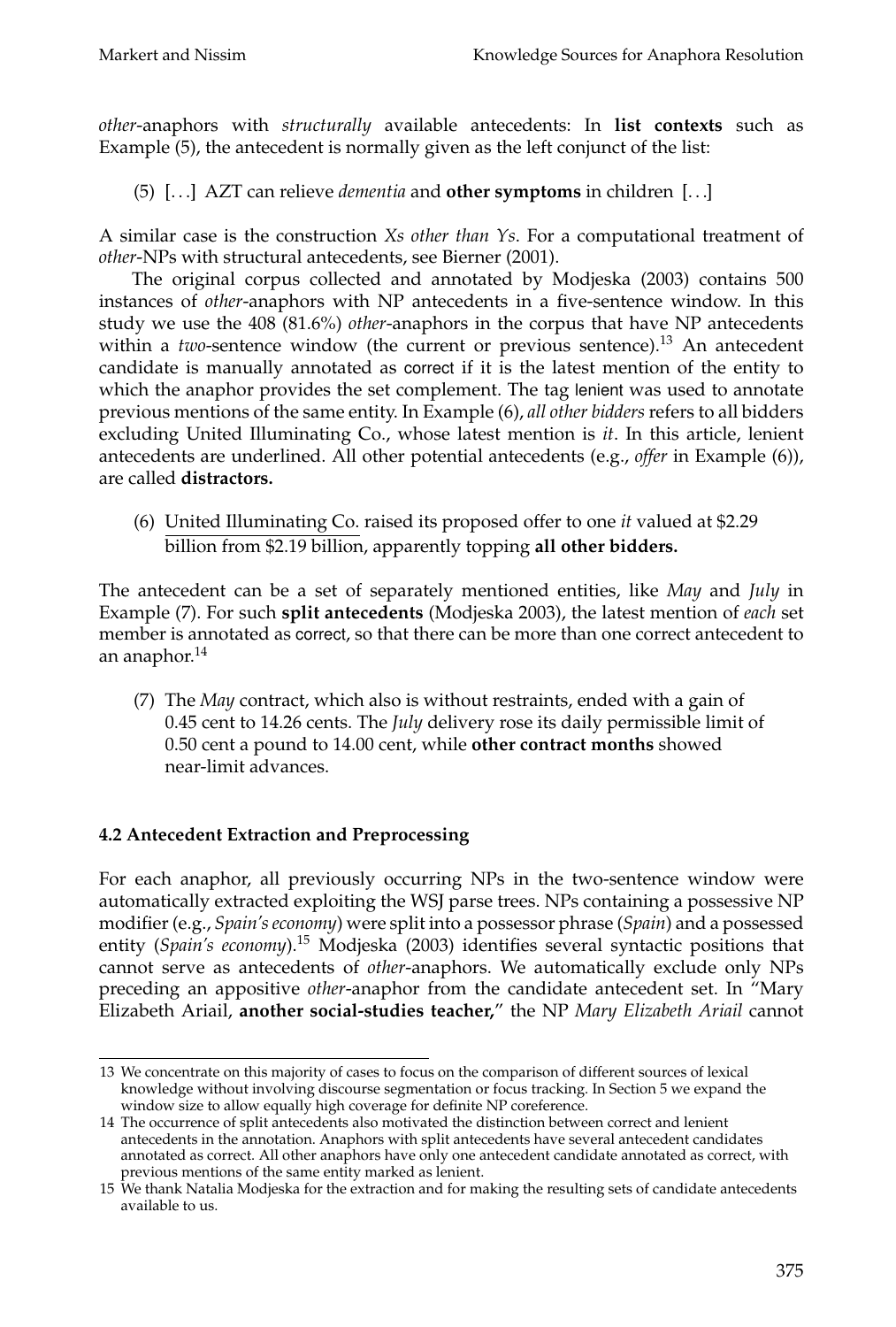*other*-anaphors with *structurally* available antecedents: In **list contexts** such as Example (5), the antecedent is normally given as the left conjunct of the list:

(5) [...] AZT can relieve *dementia* and **other symptoms** in children [...]

A similar case is the construction *Xs other than Ys*. For a computational treatment of *other*-NPs with structural antecedents, see Bierner (2001).

The original corpus collected and annotated by Modjeska (2003) contains 500 instances of *other*-anaphors with NP antecedents in a five-sentence window. In this study we use the 408 (81.6%) *other*-anaphors in the corpus that have NP antecedents within a *two*-sentence window (the current or previous sentence).[13] An antecedent candidate is manually annotated as correct if it is the latest mention of the entity to which the anaphor provides the set complement. The tag lenient was used to annotate previous mentions of the same entity. In Example (6), *all other bidders* refers to all bidders excluding United Illuminating Co., whose latest mention is *it*. In this article, lenient antecedents are underlined. All other potential antecedents (e.g., *offer* in Example (6)), are called **distractors.**

(6) <u>United Illuminating Co.</u> raised its proposed offer to one *it* valued at $2.29 billion from $2.19 billion, apparently topping **all other bidders.**

The antecedent can be a set of separately mentioned entities, like *May* and *July* in Example (7). For such **split antecedents** (Modjeska 2003), the latest mention of *each* set member is annotated as correct, so that there can be more than one correct antecedent to an anaphor.[14]

(7) The *May* contract, which also is without restraints, ended with a gain of 0.45 cent to 14.26 cents. The *July* delivery rose its daily permissible limit of 0.50 cent a pound to 14.00 cent, while **other contract months** showed near-limit advances.

### 4.2 Antecedent Extraction and Preprocessing

For each anaphor, all previously occurring NPs in the two-sentence window were automatically extracted exploiting the WSJ parse trees. NPs containing a possessive NP modifier (e.g., *Spain's economy*) were split into a possessor phrase (*Spain*) and a possessed entity (*Spain's economy*).[15] Modjeska (2003) identifies several syntactic positions that cannot serve as antecedents of *other*-anaphors. We automatically exclude only NPs preceding an appositive *other*-anaphor from the candidate antecedent set. In "Mary Elizabeth Ariail, **another social-studies teacher,**" the NP *Mary Elizabeth Ariail* cannot

---

13 We concentrate on this majority of cases to focus on the comparison of different sources of lexical knowledge without involving discourse segmentation or focus tracking. In Section 5 we expand the window size to allow equally high coverage for definite NP coreference.

14 The occurrence of split antecedents also motivated the distinction between correct and lenient antecedents in the annotation. Anaphors with split antecedents have several antecedent candidates annotated as correct. All other anaphors have only one antecedent candidate annotated as correct, with previous mentions of the same entity marked as lenient.

15 We thank Natalia Modjeska for the extraction and for making the resulting sets of candidate antecedents available to us.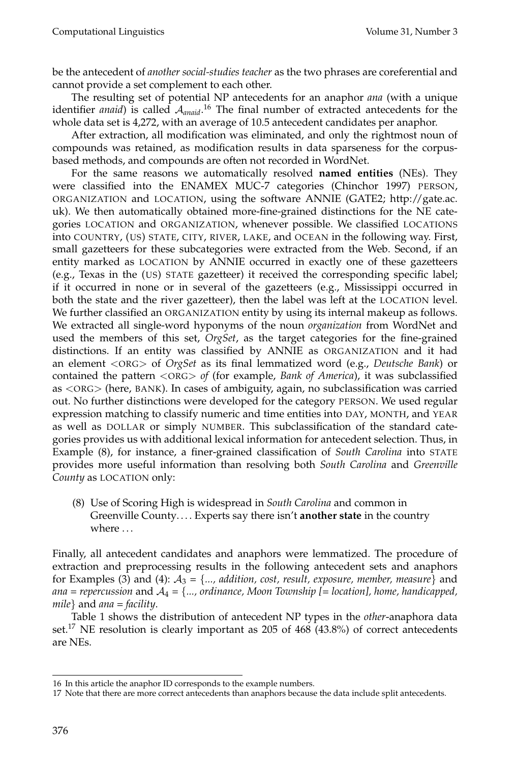be the antecedent of *another social-studies teacher* as the two phrases are coreferential and cannot provide a set complement to each other.

The resulting set of potential NP antecedents for an anaphor *ana* (with a unique identifier *anaid*) is called $\mathcal{A}_{anaid}$.[16] The final number of extracted antecedents for the whole data set is 4,272, with an average of 10.5 antecedent candidates per anaphor.

After extraction, all modification was eliminated, and only the rightmost noun of compounds was retained, as modification results in data sparseness for the corpus-based methods, and compounds are often not recorded in WordNet.

For the same reasons we automatically resolved **named entities** (NEs). They were classified into the ENAMEX MUC-7 categories (Chinchor 1997) PERSON, ORGANIZATION and LOCATION, using the software ANNIE (GATE2; http://gate.ac.uk). We then automatically obtained more-fine-grained distinctions for the NE categories LOCATION and ORGANIZATION, whenever possible. We classified LOCATIONS into COUNTRY, (US) STATE, CITY, RIVER, LAKE, and OCEAN in the following way. First, small gazetteers for these subcategories were extracted from the Web. Second, if an entity marked as LOCATION by ANNIE occurred in exactly one of these gazetteers (e.g., Texas in the (US) STATE gazetteer) it received the corresponding specific label; if it occurred in none or in several of the gazetteers (e.g., Mississippi occurred in both the state and the river gazetteer), then the label was left at the LOCATION level. We further classified an ORGANIZATION entity by using its internal makeup as follows. We extracted all single-word hyponyms of the noun *organization* from WordNet and used the members of this set, *OrgSet*, as the target categories for the fine-grained distinctions. If an entity was classified by ANNIE as ORGANIZATION and it had an element <ORG> of *OrgSet* as its final lemmatized word (e.g., *Deutsche Bank*) or contained the pattern <ORG> *of* (for example, *Bank of America*), it was subclassified as <ORG> (here, BANK). In cases of ambiguity, again, no subclassification was carried out. No further distinctions were developed for the category PERSON. We used regular expression matching to classify numeric and time entities into DAY, MONTH, and YEAR as well as DOLLAR or simply NUMBER. This subclassification of the standard categories provides us with additional lexical information for antecedent selection. Thus, in Example (8), for instance, a finer-grained classification of *South Carolina* into STATE provides more useful information than resolving both *South Carolina* and *Greenville County* as LOCATION only:

(8) Use of Scoring High is widespread in *South Carolina* and common in Greenville County.... Experts say there isn't **another state** in the country where ...

Finally, all antecedent candidates and anaphors were lemmatized. The procedure of extraction and preprocessing results in the following antecedent sets and anaphors for Examples (3) and (4): $\mathcal{A}_3$ = {*..., addition, cost, result, exposure, member, measure*} and *ana* = *repercussion* and $\mathcal{A}_4$ = {*..., ordinance, Moon Township [= location], home, handicapped, mile*} and *ana* = *facility*.

Table 1 shows the distribution of antecedent NP types in the *other*-anaphora data set.[17] NE resolution is clearly important as 205 of 468 (43.8%) of correct antecedents are NEs.

---

16 In this article the anaphor ID corresponds to the example numbers.

17 Note that there are more correct antecedents than anaphors because the data include split antecedents.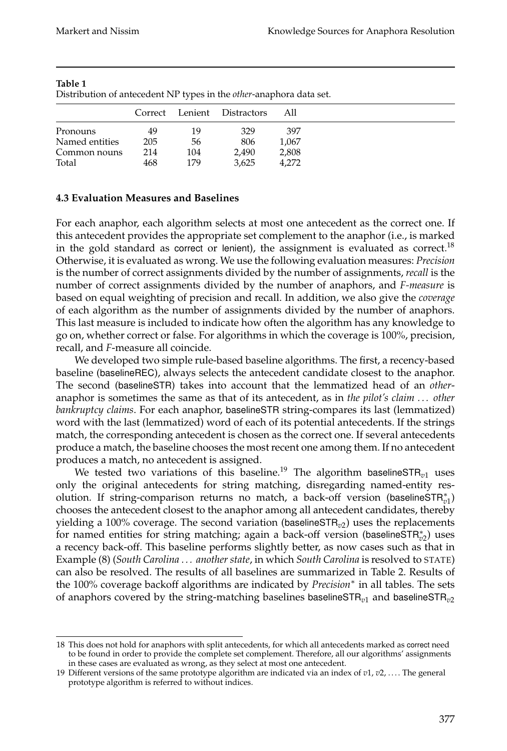**Table 1**
Distribution of antecedent NP types in the *other*-anaphora data set.

| | Correct | Lenient | Distractors | All |
|---|---|---|---|---|
| Pronouns | 49 | 19 | 329 | 397 |
| Named entities | 205 | 56 | 806 | 1,067 |
| Common nouns | 214 | 104 | 2,490 | 2,808 |
| Total | 468 | 179 | 3,625 | 4,272 |

### 4.3 Evaluation Measures and Baselines

For each anaphor, each algorithm selects at most one antecedent as the correct one. If this antecedent provides the appropriate set complement to the anaphor (i.e., is marked in the gold standard as correct or lenient), the assignment is evaluated as correct.[18] Otherwise, it is evaluated as wrong. We use the following evaluation measures: *Precision* is the number of correct assignments divided by the number of assignments, *recall* is the number of correct assignments divided by the number of anaphors, and *F-measure* is based on equal weighting of precision and recall. In addition, we also give the *coverage* of each algorithm as the number of assignments divided by the number of anaphors. This last measure is included to indicate how often the algorithm has any knowledge to go on, whether correct or false. For algorithms in which the coverage is 100%, precision, recall, and *F*-measure all coincide.

We developed two simple rule-based baseline algorithms. The first, a recency-based baseline (baselineREC), always selects the antecedent candidate closest to the anaphor. The second (baselineSTR) takes into account that the lemmatized head of an *other*-anaphor is sometimes the same as that of its antecedent, as in *the pilot's claim ... other bankruptcy claims*. For each anaphor, baselineSTR string-compares its last (lemmatized) word with the last (lemmatized) word of each of its potential antecedents. If the strings match, the corresponding antecedent is chosen as the correct one. If several antecedents produce a match, the baseline chooses the most recent one among them. If no antecedent produces a match, no antecedent is assigned.

We tested two variations of this baseline.[19] The algorithm baselineSTR$_{v1}$ uses only the original antecedents for string matching, disregarding named-entity resolution. If string-comparison returns no match, a back-off version (baselineSTR$^{*}_{v1}$) chooses the antecedent closest to the anaphor among all antecedent candidates, thereby yielding a 100% coverage. The second variation (baselineSTR$_{v2}$) uses the replacements for named entities for string matching; again a back-off version (baselineSTR$^{*}_{v2}$) uses a recency back-off. This baseline performs slightly better, as now cases such as that in Example (8) (*South Carolina ... another state*, in which *South Carolina* is resolved to STATE) can also be resolved. The results of all baselines are summarized in Table 2. Results of the 100% coverage backoff algorithms are indicated by *Precision*$^{*}$ in all tables. The sets of anaphors covered by the string-matching baselines baselineSTR$_{v1}$ and baselineSTR$_{v2}$

---

18 This does not hold for anaphors with split antecedents, for which all antecedents marked as correct need to be found in order to provide the complete set complement. Therefore, all our algorithms' assignments in these cases are evaluated as wrong, as they select at most one antecedent.

19 Different versions of the same prototype algorithm are indicated via an index of $v1$, $v2$, .... The general prototype algorithm is referred to without indices.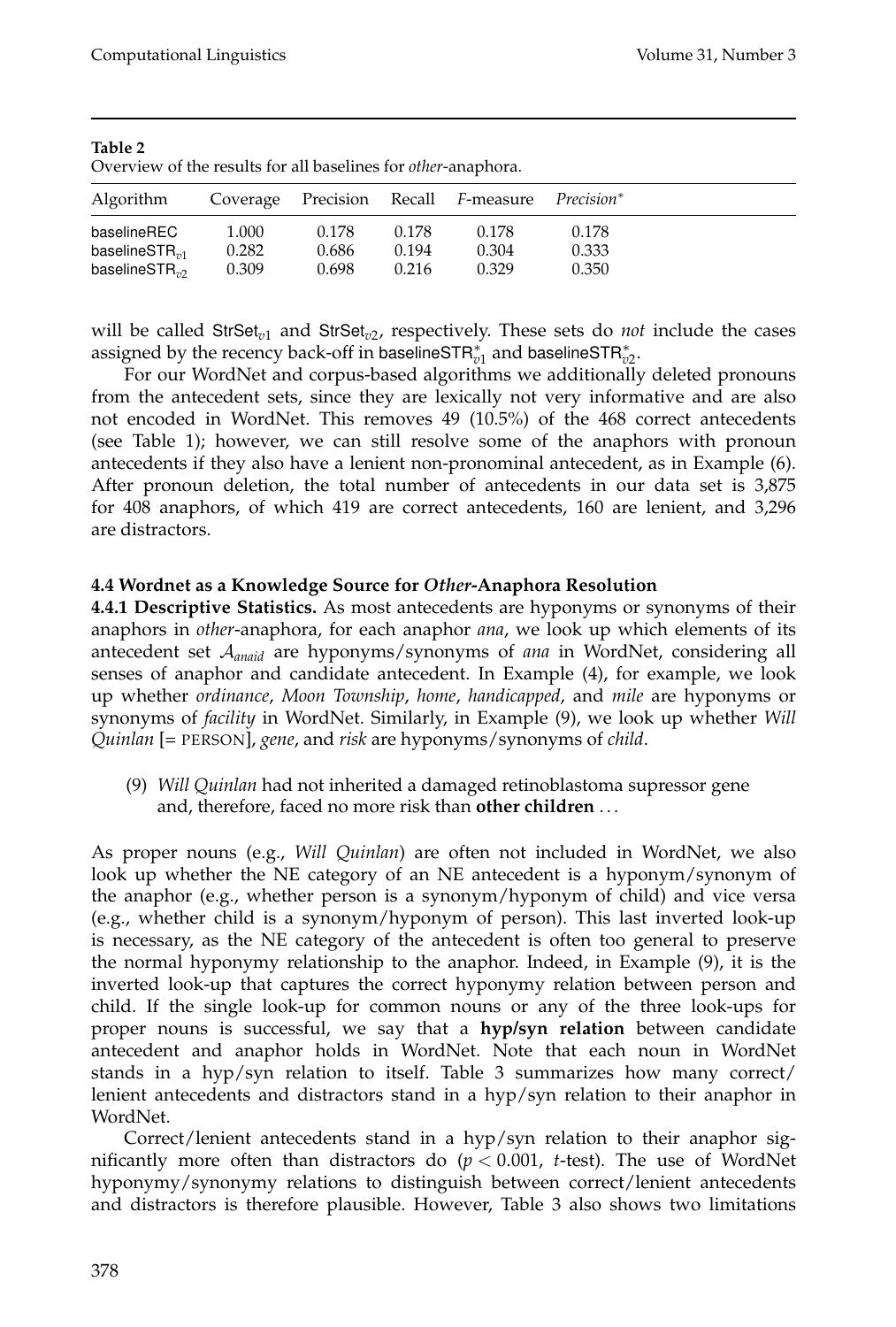**Table 2**
Overview of the results for all baselines for *other*-anaphora.

| Algorithm | Coverage | Precision | Recall | *F*-measure | *Precision** |
|---|---|---|---|---|---|
| baselineREC | 1.000 | 0.178 | 0.178 | 0.178 | 0.178 |
| baselineSTR$_{v1}$ | 0.282 | 0.686 | 0.194 | 0.304 | 0.333 |
| baselineSTR$_{v2}$ | 0.309 | 0.698 | 0.216 | 0.329 | 0.350 |

will be called StrSet$_{v1}$ and StrSet$_{v2}$, respectively. These sets do *not* include the cases assigned by the recency back-off in baselineSTR$^{*}_{v1}$ and baselineSTR$^{*}_{v2}$.

For our WordNet and corpus-based algorithms we additionally deleted pronouns from the antecedent sets, since they are lexically not very informative and are also not encoded in WordNet. This removes 49 (10.5%) of the 468 correct antecedents (see Table 1); however, we can still resolve some of the anaphors with pronoun antecedents if they also have a lenient non-pronominal antecedent, as in Example (6). After pronoun deletion, the total number of antecedents in our data set is 3,875 for 408 anaphors, of which 419 are correct antecedents, 160 are lenient, and 3,296 are distractors.

#### 4.4 Wordnet as a Knowledge Source for *Other*-Anaphora Resolution

**4.4.1 Descriptive Statistics.** As most antecedents are hyponyms or synonyms of their anaphors in *other*-anaphora, for each anaphor *ana*, we look up which elements of its antecedent set $\mathcal{A}_{anaid}$ are hyponyms/synonyms of *ana* in WordNet, considering all senses of anaphor and candidate antecedent. In Example (4), for example, we look up whether *ordinance*, *Moon Township*, *home*, *handicapped*, and *mile* are hyponyms or synonyms of *facility* in WordNet. Similarly, in Example (9), we look up whether *Will Quinlan* [= PERSON], *gene*, and *risk* are hyponyms/synonyms of *child*.

(9) *Will Quinlan* had not inherited a damaged retinoblastoma supressor gene and, therefore, faced no more risk than **other children** . . .

As proper nouns (e.g., *Will Quinlan*) are often not included in WordNet, we also look up whether the NE category of an NE antecedent is a hyponym/synonym of the anaphor (e.g., whether person is a synonym/hyponym of child) and vice versa (e.g., whether child is a synonym/hyponym of person). This last inverted look-up is necessary, as the NE category of the antecedent is often too general to preserve the normal hyponymy relationship to the anaphor. Indeed, in Example (9), it is the inverted look-up that captures the correct hyponymy relation between person and child. If the single look-up for common nouns or any of the three look-ups for proper nouns is successful, we say that a **hyp/syn relation** between candidate antecedent and anaphor holds in WordNet. Note that each noun in WordNet stands in a hyp/syn relation to itself. Table 3 summarizes how many correct/lenient antecedents and distractors stand in a hyp/syn relation to their anaphor in WordNet.

Correct/lenient antecedents stand in a hyp/syn relation to their anaphor significantly more often than distractors do ($p < 0.001$, *t*-test). The use of WordNet hyponymy/synonymy relations to distinguish between correct/lenient antecedents and distractors is therefore plausible. However, Table 3 also shows two limitations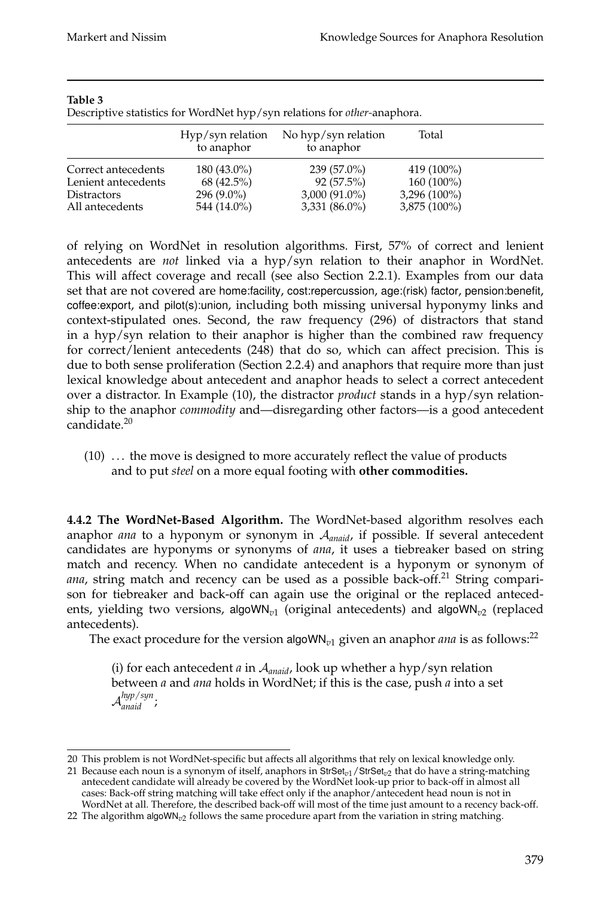**Table 3**
Descriptive statistics for WordNet hyp/syn relations for *other*-anaphora.

| | Hyp/syn relation to anaphor | No hyp/syn relation to anaphor | Total |
|---|---|---|---|
| Correct antecedents | 180 (43.0%) | 239 (57.0%) | 419 (100%) |
| Lenient antecedents | 68 (42.5%) | 92 (57.5%) | 160 (100%) |
| Distractors | 296 (9.0%) | 3,000 (91.0%) | 3,296 (100%) |
| All antecedents | 544 (14.0%) | 3,331 (86.0%) | 3,875 (100%) |

of relying on WordNet in resolution algorithms. First, 57% of correct and lenient antecedents are *not* linked via a hyp/syn relation to their anaphor in WordNet. This will affect coverage and recall (see also Section 2.2.1). Examples from our data set that are not covered are home:facility, cost:repercussion, age:(risk) factor, pension:benefit, coffee:export, and pilot(s):union, including both missing universal hyponymy links and context-stipulated ones. Second, the raw frequency (296) of distractors that stand in a hyp/syn relation to their anaphor is higher than the combined raw frequency for correct/lenient antecedents (248) that do so, which can affect precision. This is due to both sense proliferation (Section 2.2.4) and anaphors that require more than just lexical knowledge about antecedent and anaphor heads to select a correct antecedent over a distractor. In Example (10), the distractor *product* stands in a hyp/syn relationship to the anaphor *commodity* and—disregarding other factors—is a good antecedent candidate.[20]

(10) ... the move is designed to more accurately reflect the value of products and to put *steel* on a more equal footing with **other commodities.**

**4.4.2 The WordNet-Based Algorithm.** The WordNet-based algorithm resolves each anaphor *ana* to a hyponym or synonym in $\mathcal{A}_{anaid}$, if possible. If several antecedent candidates are hyponyms or synonyms of *ana*, it uses a tiebreaker based on string match and recency. When no candidate antecedent is a hyponym or synonym of *ana*, string match and recency can be used as a possible back-off.[21] String comparison for tiebreaker and back-off can again use the original or the replaced antecedents, yielding two versions, $\mathsf{algoWN}_{v1}$ (original antecedents) and $\mathsf{algoWN}_{v2}$ (replaced antecedents).

The exact procedure for the version $\mathsf{algoWN}_{v1}$ given an anaphor *ana* is as follows:[22]

(i) for each antecedent *a* in $\mathcal{A}_{anaid}$, look up whether a hyp/syn relation between *a* and *ana* holds in WordNet; if this is the case, push *a* into a set $\mathcal{A}_{anaid}^{hyp/syn}$;

---

20 This problem is not WordNet-specific but affects all algorithms that rely on lexical knowledge only.

21 Because each noun is a synonym of itself, anaphors in $\mathsf{StrSet}_{v1}$/$\mathsf{StrSet}_{v2}$ that do have a string-matching antecedent candidate will already be covered by the WordNet look-up prior to back-off in almost all cases: Back-off string matching will take effect only if the anaphor/antecedent head noun is not in WordNet at all. Therefore, the described back-off will most of the time just amount to a recency back-off.

22 The algorithm $\mathsf{algoWN}_{v2}$ follows the same procedure apart from the variation in string matching.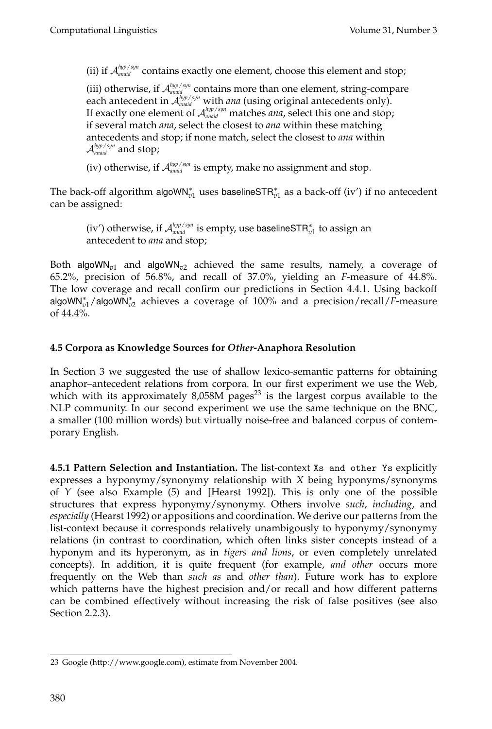(ii) if $\mathcal{A}_{anaid}^{hyp/syn}$ contains exactly one element, choose this element and stop;

(iii) otherwise, if $\mathcal{A}_{anaid}^{hyp/syn}$ contains more than one element, string-compare each antecedent in $\mathcal{A}_{anaid}^{hyp/syn}$ with *ana* (using original antecedents only). If exactly one element of $\mathcal{A}_{anaid}^{hyp/syn}$ matches *ana*, select this one and stop; if several match *ana*, select the closest to *ana* within these matching antecedents and stop; if none match, select the closest to *ana* within $\mathcal{A}_{anaid}^{hyp/syn}$ and stop;

(iv) otherwise, if $\mathcal{A}_{anaid}^{hyp/syn}$ is empty, make no assignment and stop.

The back-off algorithm $\text{algoWN}_{v1}^{*}$ uses $\text{baselineSTR}_{v1}^{*}$ as a back-off (iv′) if no antecedent can be assigned:

(iv′) otherwise, if $\mathcal{A}_{anaid}^{hyp/syn}$ is empty, use $\text{baselineSTR}_{v1}^{*}$ to assign an antecedent to *ana* and stop;

Both $\text{algoWN}_{v1}$ and $\text{algoWN}_{v2}$ achieved the same results, namely, a coverage of 65.2%, precision of 56.8%, and recall of 37.0%, yielding an *F*-measure of 44.8%. The low coverage and recall confirm our predictions in Section 4.4.1. Using backoff $\text{algoWN}_{v1}^{*}/\text{algoWN}_{v2}^{*}$ achieves a coverage of 100% and a precision/recall/*F*-measure of 44.4%.

### 4.5 Corpora as Knowledge Sources for *Other*-Anaphora Resolution

In Section 3 we suggested the use of shallow lexico-semantic patterns for obtaining anaphor–antecedent relations from corpora. In our first experiment we use the Web, which with its approximately 8,058M pages[23] is the largest corpus available to the NLP community. In our second experiment we use the same technique on the BNC, a smaller (100 million words) but virtually noise-free and balanced corpus of contemporary English.

**4.5.1 Pattern Selection and Instantiation.** The list-context `Xs and other Ys` explicitly expresses a hyponymy/synonymy relationship with *X* being hyponyms/synonyms of *Y* (see also Example (5) and [Hearst 1992]). This is only one of the possible structures that express hyponymy/synonymy. Others involve *such*, *including*, and *especially* (Hearst 1992) or appositions and coordination. We derive our patterns from the list-context because it corresponds relatively unambigously to hyponymy/synonymy relations (in contrast to coordination, which often links sister concepts instead of a hyponym and its hyperonym, as in *tigers and lions*, or even completely unrelated concepts). In addition, it is quite frequent (for example, *and other* occurs more frequently on the Web than *such as* and *other than*). Future work has to explore which patterns have the highest precision and/or recall and how different patterns can be combined effectively without increasing the risk of false positives (see also Section 2.2.3).

---

23 Google (http://www.google.com), estimate from November 2004.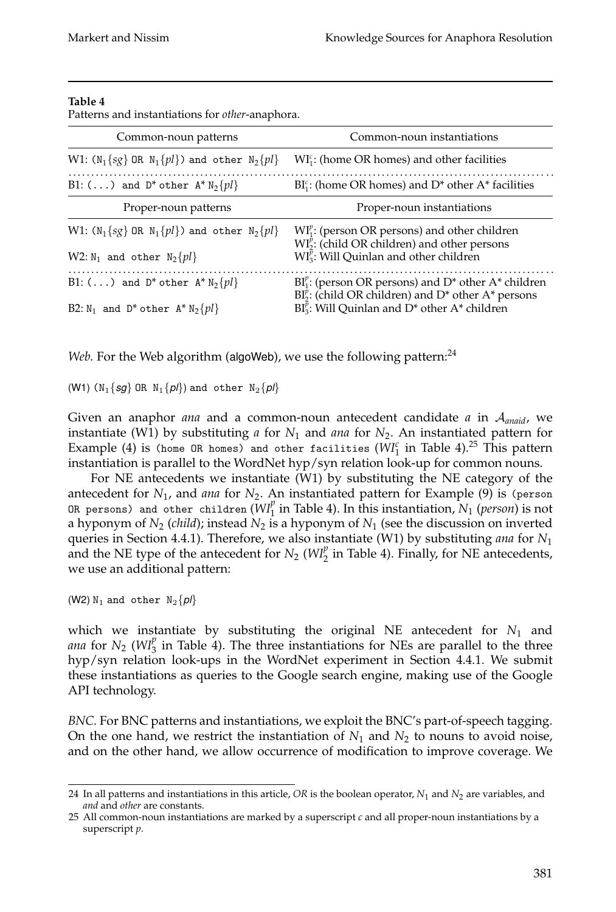**Table 4**
Patterns and instantiations for *other*-anaphora.

| Common-noun patterns | Common-noun instantiations |
|---|---|
| W1: ($N_1\{sg\}$ OR $N_1\{pl\}$) and other $N_2\{pl\}$ | $WI^c_1$: (home OR homes) and other facilities |
| B1: (...) and D* other A* $N_2\{pl\}$ | $BI^c_1$: (home OR homes) and D* other A* facilities |
| **Proper-noun patterns** | **Proper-noun instantiations** |
| W1: ($N_1\{sg\}$ OR $N_1\{pl\}$) and other $N_2\{pl\}$ | $WI^p_1$: (person OR persons) and other children<br>$WI^p_2$: (child OR children) and other persons |
| W2: $N_1$ and other $N_2\{pl\}$ | $WI^p_3$: Will Quinlan and other children |
| B1: (...) and D* other A* $N_2\{pl\}$ | $BI^p_1$: (person OR persons) and D* other A* children<br>$BI^p_2$: (child OR children) and D* other A* persons |
| B2: $N_1$ and D* other A* $N_2\{pl\}$ | $BI^p_3$: Will Quinlan and D* other A* children |

*Web.* For the Web algorithm (algoWeb), we use the following pattern:[24]

(W1) ($N_1\{sg\}$ OR $N_1\{pl\}$) and other $N_2\{pl\}$

Given an anaphor *ana* and a common-noun antecedent candidate *a* in $\mathcal{A}_{anaid}$, we instantiate (W1) by substituting *a* for $N_1$ and *ana* for $N_2$. An instantiated pattern for Example (4) is (home OR homes) and other facilities ($WI^c_1$ in Table 4).[25] This pattern instantiation is parallel to the WordNet hyp/syn relation look-up for common nouns.

For NE antecedents we instantiate (W1) by substituting the NE category of the antecedent for $N_1$, and *ana* for $N_2$. An instantiated pattern for Example (9) is (person OR persons) and other children ($WI^p_1$ in Table 4). In this instantiation, $N_1$ (*person*) is not a hyponym of $N_2$ (*child*); instead $N_2$ is a hyponym of $N_1$ (see the discussion on inverted queries in Section 4.4.1). Therefore, we also instantiate (W1) by substituting *ana* for $N_1$ and the NE type of the antecedent for $N_2$ ($WI^p_2$ in Table 4). Finally, for NE antecedents, we use an additional pattern:

(W2) $N_1$ and other $N_2\{pl\}$

which we instantiate by substituting the original NE antecedent for $N_1$ and *ana* for $N_2$ ($WI^p_3$ in Table 4). The three instantiations for NEs are parallel to the three hyp/syn relation look-ups in the WordNet experiment in Section 4.4.1. We submit these instantiations as queries to the Google search engine, making use of the Google API technology.

*BNC.* For BNC patterns and instantiations, we exploit the BNC's part-of-speech tagging. On the one hand, we restrict the instantiation of $N_1$ and $N_2$ to nouns to avoid noise, and on the other hand, we allow occurrence of modification to improve coverage. We

---

24 In all patterns and instantiations in this article, *OR* is the boolean operator, $N_1$ and $N_2$ are variables, and *and* and *other* are constants.

25 All common-noun instantiations are marked by a superscript *c* and all proper-noun instantiations by a superscript *p*.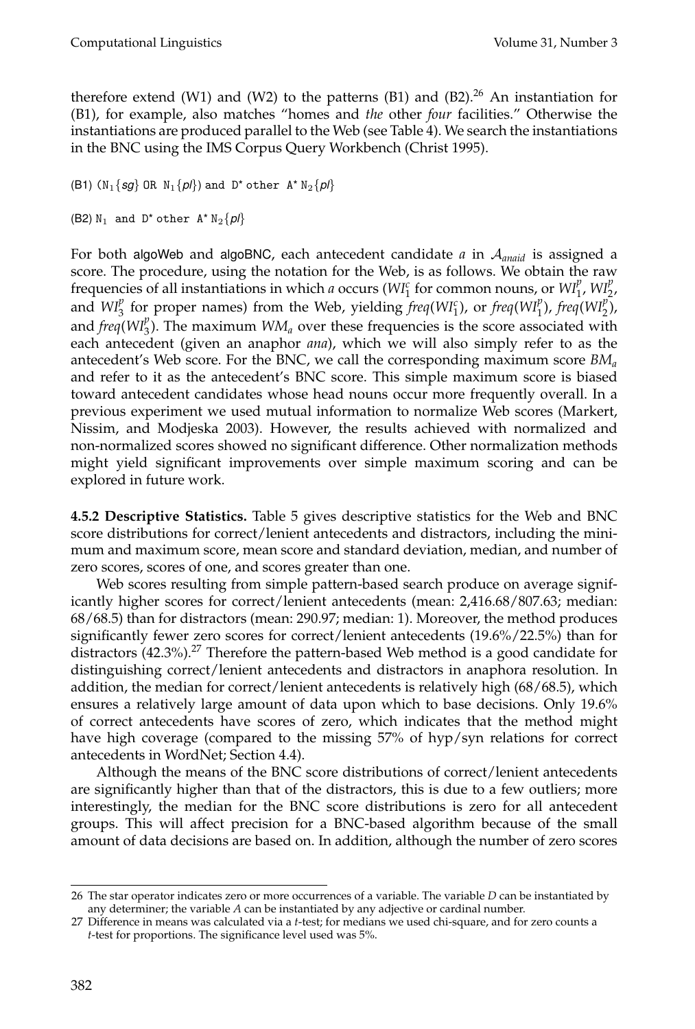therefore extend (W1) and (W2) to the patterns (B1) and (B2).[26] An instantiation for (B1), for example, also matches "homes and *the* other *four* facilities." Otherwise the instantiations are produced parallel to the Web (see Table 4). We search the instantiations in the BNC using the IMS Corpus Query Workbench (Christ 1995).

(B1) ($N_1\{sg\}$ OR $N_1\{pl\}$) and D* other A* $N_2\{pl\}$

(B2) $N_1$ and D* other A* $N_2\{pl\}$

For both algoWeb and algoBNC, each antecedent candidate $a$ in $\mathcal{A}_{anaid}$ is assigned a score. The procedure, using the notation for the Web, is as follows. We obtain the raw frequencies of all instantiations in which $a$ occurs ($WI_1^c$ for common nouns, or $WI_1^p$, $WI_2^p$, and $WI_3^p$ for proper names) from the Web, yielding $freq(WI_1^c)$, or $freq(WI_1^p)$, $freq(WI_2^p)$, and $freq(WI_3^p)$. The maximum $WM_a$ over these frequencies is the score associated with each antecedent (given an anaphor $ana$), which we will also simply refer to as the antecedent's Web score. For the BNC, we call the corresponding maximum score $BM_a$ and refer to it as the antecedent's BNC score. This simple maximum score is biased toward antecedent candidates whose head nouns occur more frequently overall. In a previous experiment we used mutual information to normalize Web scores (Markert, Nissim, and Modjeska 2003). However, the results achieved with normalized and non-normalized scores showed no significant difference. Other normalization methods might yield significant improvements over simple maximum scoring and can be explored in future work.

**4.5.2 Descriptive Statistics.** Table 5 gives descriptive statistics for the Web and BNC score distributions for correct/lenient antecedents and distractors, including the minimum and maximum score, mean score and standard deviation, median, and number of zero scores, scores of one, and scores greater than one.

Web scores resulting from simple pattern-based search produce on average significantly higher scores for correct/lenient antecedents (mean: 2,416.68/807.63; median: 68/68.5) than for distractors (mean: 290.97; median: 1). Moreover, the method produces significantly fewer zero scores for correct/lenient antecedents (19.6%/22.5%) than for distractors (42.3%).[27] Therefore the pattern-based Web method is a good candidate for distinguishing correct/lenient antecedents and distractors in anaphora resolution. In addition, the median for correct/lenient antecedents is relatively high (68/68.5), which ensures a relatively large amount of data upon which to base decisions. Only 19.6% of correct antecedents have scores of zero, which indicates that the method might have high coverage (compared to the missing 57% of hyp/syn relations for correct antecedents in WordNet; Section 4.4).

Although the means of the BNC score distributions of correct/lenient antecedents are significantly higher than that of the distractors, this is due to a few outliers; more interestingly, the median for the BNC score distributions is zero for all antecedent groups. This will affect precision for a BNC-based algorithm because of the small amount of data decisions are based on. In addition, although the number of zero scores

26 The star operator indicates zero or more occurrences of a variable. The variable $D$ can be instantiated by any determiner; the variable $A$ can be instantiated by any adjective or cardinal number.

27 Difference in means was calculated via a $t$-test; for medians we used chi-square, and for zero counts a $t$-test for proportions. The significance level used was 5%.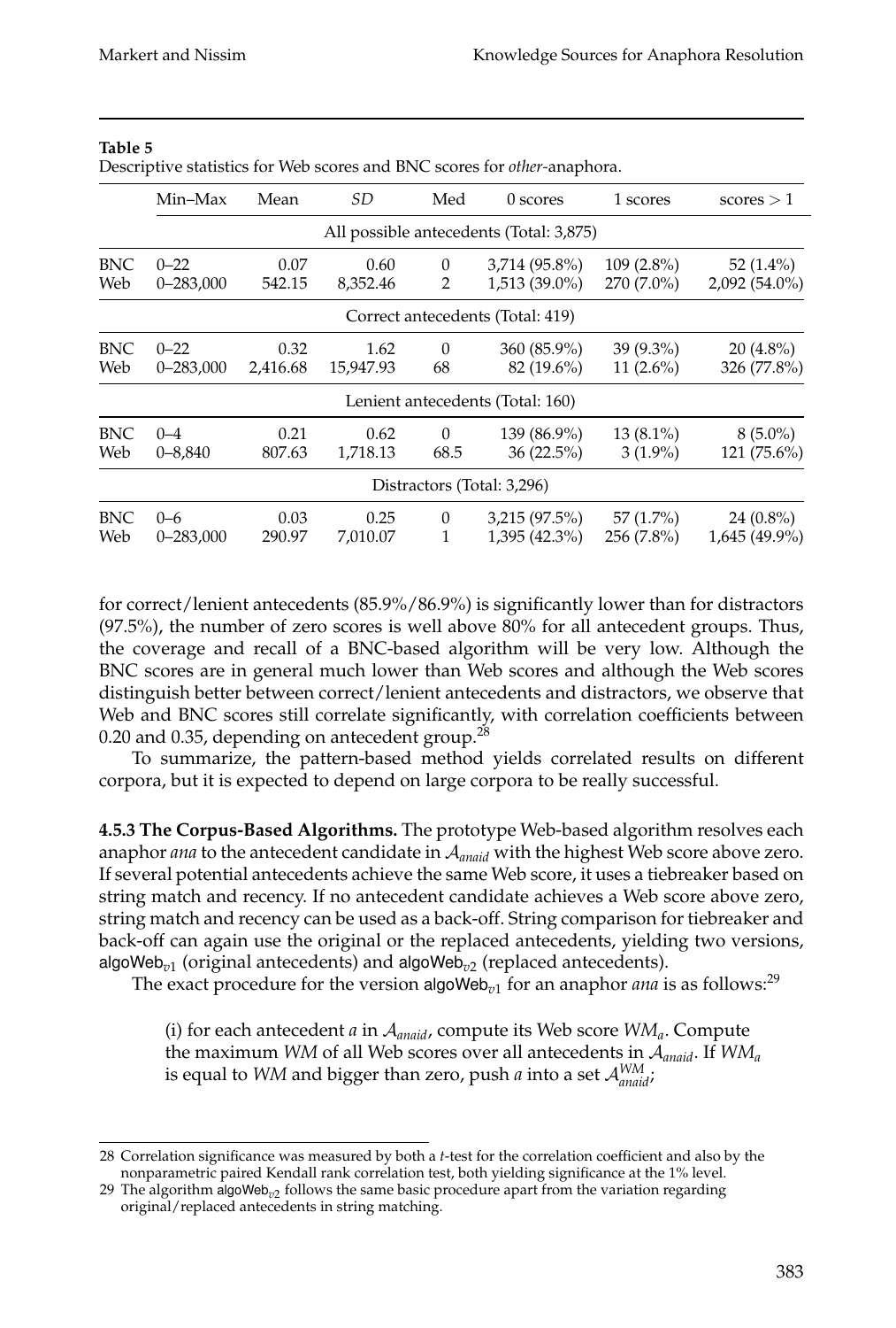**Table 5**
Descriptive statistics for Web scores and BNC scores for *other*-anaphora.

| | Min–Max | Mean | *SD* | Med | 0 scores | 1 scores | scores > 1 |
|---|---|---|---|---|---|---|---|
| | All possible antecedents (Total: 3,875) | | | | | | |
| BNC | 0–22 | 0.07 | 0.60 | 0 | 3,714 (95.8%) | 109 (2.8%) | 52 (1.4%) |
| Web | 0–283,000 | 542.15 | 8,352.46 | 2 | 1,513 (39.0%) | 270 (7.0%) | 2,092 (54.0%) |
| | Correct antecedents (Total: 419) | | | | | | |
| BNC | 0–22 | 0.32 | 1.62 | 0 | 360 (85.9%) | 39 (9.3%) | 20 (4.8%) |
| Web | 0–283,000 | 2,416.68 | 15,947.93 | 68 | 82 (19.6%) | 11 (2.6%) | 326 (77.8%) |
| | Lenient antecedents (Total: 160) | | | | | | |
| BNC | 0–4 | 0.21 | 0.62 | 0 | 139 (86.9%) | 13 (8.1%) | 8 (5.0%) |
| Web | 0–8,840 | 807.63 | 1,718.13 | 68.5 | 36 (22.5%) | 3 (1.9%) | 121 (75.6%) |
| | Distractors (Total: 3,296) | | | | | | |
| BNC | 0–6 | 0.03 | 0.25 | 0 | 3,215 (97.5%) | 57 (1.7%) | 24 (0.8%) |
| Web | 0–283,000 | 290.97 | 7,010.07 | 1 | 1,395 (42.3%) | 256 (7.8%) | 1,645 (49.9%) |

for correct/lenient antecedents (85.9%/86.9%) is significantly lower than for distractors (97.5%), the number of zero scores is well above 80% for all antecedent groups. Thus, the coverage and recall of a BNC-based algorithm will be very low. Although the BNC scores are in general much lower than Web scores and although the Web scores distinguish better between correct/lenient antecedents and distractors, we observe that Web and BNC scores still correlate significantly, with correlation coefficients between 0.20 and 0.35, depending on antecedent group.[28]

To summarize, the pattern-based method yields correlated results on different corpora, but it is expected to depend on large corpora to be really successful.

**4.5.3 The Corpus-Based Algorithms.** The prototype Web-based algorithm resolves each anaphor *ana* to the antecedent candidate in $\mathcal{A}_{anaid}$ with the highest Web score above zero. If several potential antecedents achieve the same Web score, it uses a tiebreaker based on string match and recency. If no antecedent candidate achieves a Web score above zero, string match and recency can be used as a back-off. String comparison for tiebreaker and back-off can again use the original or the replaced antecedents, yielding two versions, $\mathsf{algoWeb}_{v1}$ (original antecedents) and $\mathsf{algoWeb}_{v2}$ (replaced antecedents).

The exact procedure for the version $\mathsf{algoWeb}_{v1}$ for an anaphor *ana* is as follows:[29]

(i) for each antecedent *a* in $\mathcal{A}_{anaid}$, compute its Web score $WM_a$. Compute the maximum $WM$ of all Web scores over all antecedents in $\mathcal{A}_{anaid}$. If $WM_a$ is equal to $WM$ and bigger than zero, push *a* into a set $\mathcal{A}_{anaid}^{WM}$;

---

28 Correlation significance was measured by both a *t*-test for the correlation coefficient and also by the nonparametric paired Kendall rank correlation test, both yielding significance at the 1% level.

29 The algorithm $\mathsf{algoWeb}_{v2}$ follows the same basic procedure apart from the variation regarding original/replaced antecedents in string matching.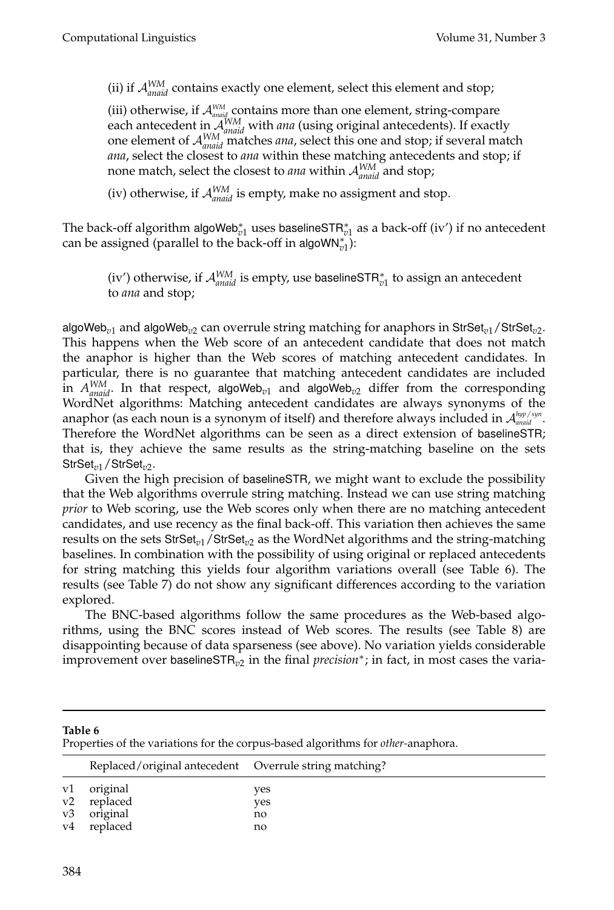(ii) if $\mathcal{A}^{WM}_{anaid}$ contains exactly one element, select this element and stop;

(iii) otherwise, if $\mathcal{A}^{WM}_{anaid}$ contains more than one element, string-compare each antecedent in $\mathcal{A}^{WM}_{anaid}$ with *ana* (using original antecedents). If exactly one element of $\mathcal{A}^{WM}_{anaid}$ matches *ana*, select this one and stop; if several match *ana*, select the closest to *ana* within these matching antecedents and stop; if none match, select the closest to *ana* within $\mathcal{A}^{WM}_{anaid}$ and stop;

(iv) otherwise, if $\mathcal{A}^{WM}_{anaid}$ is empty, make no assigment and stop.

The back-off algorithm $\mathsf{algoWeb}^*_{v1}$ uses $\mathsf{baselineSTR}^*_{v1}$ as a back-off (iv') if no antecedent can be assigned (parallel to the back-off in $\mathsf{algoWN}^*_{v1}$):

(iv') otherwise, if $\mathcal{A}^{WM}_{anaid}$ is empty, use $\mathsf{baselineSTR}^*_{v1}$ to assign an antecedent to *ana* and stop;

$\mathsf{algoWeb}_{v1}$ and $\mathsf{algoWeb}_{v2}$ can overrule string matching for anaphors in $\mathsf{StrSet}_{v1}/\mathsf{StrSet}_{v2}$. This happens when the Web score of an antecedent candidate that does not match the anaphor is higher than the Web scores of matching antecedent candidates. In particular, there is no guarantee that matching antecedent candidates are included in $A^{WM}_{anaid}$. In that respect, $\mathsf{algoWeb}_{v1}$ and $\mathsf{algoWeb}_{v2}$ differ from the corresponding WordNet algorithms: Matching antecedent candidates are always synonyms of the anaphor (as each noun is a synonym of itself) and therefore always included in $\mathcal{A}^{hyp/syn}_{anaid}$. Therefore the WordNet algorithms can be seen as a direct extension of baselineSTR; that is, they achieve the same results as the string-matching baseline on the sets $\mathsf{StrSet}_{v1}/\mathsf{StrSet}_{v2}$.

Given the high precision of baselineSTR, we might want to exclude the possibility that the Web algorithms overrule string matching. Instead we can use string matching *prior* to Web scoring, use the Web scores only when there are no matching antecedent candidates, and use recency as the final back-off. This variation then achieves the same results on the sets $\mathsf{StrSet}_{v1}/\mathsf{StrSet}_{v2}$ as the WordNet algorithms and the string-matching baselines. In combination with the possibility of using original or replaced antecedents for string matching this yields four algorithm variations overall (see Table 6). The results (see Table 7) do not show any significant differences according to the variation explored.

The BNC-based algorithms follow the same procedures as the Web-based algorithms, using the BNC scores instead of Web scores. The results (see Table 8) are disappointing because of data sparseness (see above). No variation yields considerable improvement over $\mathsf{baselineSTR}_{v2}$ in the final *precision*$^*$; in fact, in most cases the varia-

**Table 6**
Properties of the variations for the corpus-based algorithms for *other*-anaphora.

| | Replaced/original antecedent | Overrule string matching? |
|---|---|---|
| v1 | original | yes |
| v2 | replaced | yes |
| v3 | original | no |
| v4 | replaced | no |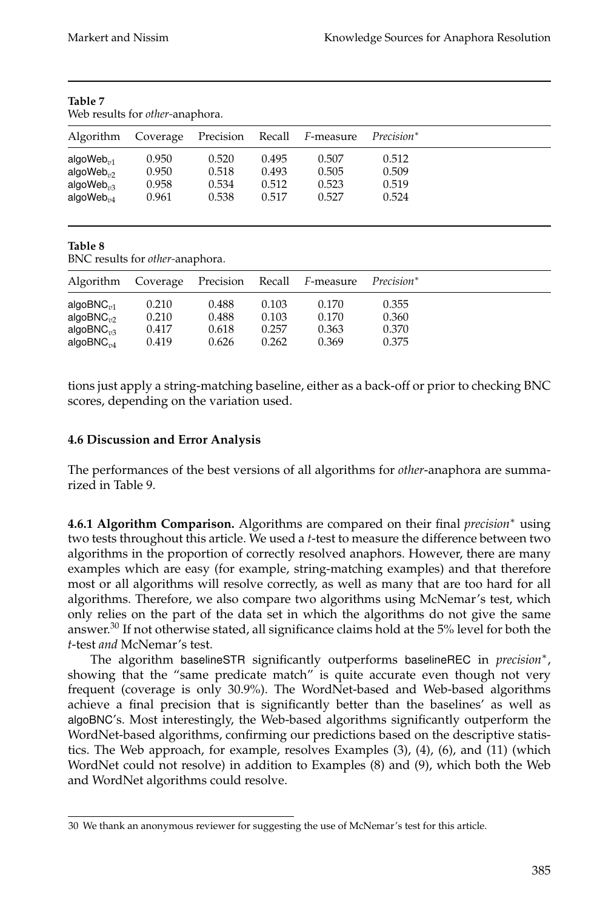**Table 7**
Web results for *other*-anaphora.

| Algorithm | Coverage | Precision | Recall | *F*-measure | *Precision** |
|---|---|---|---|---|---|
| algoWeb$_{v1}$ | 0.950 | 0.520 | 0.495 | 0.507 | 0.512 |
| algoWeb$_{v2}$ | 0.950 | 0.518 | 0.493 | 0.505 | 0.509 |
| algoWeb$_{v3}$ | 0.958 | 0.534 | 0.512 | 0.523 | 0.519 |
| algoWeb$_{v4}$ | 0.961 | 0.538 | 0.517 | 0.527 | 0.524 |

**Table 8**
BNC results for *other*-anaphora.

| Algorithm | Coverage | Precision | Recall | *F*-measure | *Precision** |
|---|---|---|---|---|---|
| algoBNC$_{v1}$ | 0.210 | 0.488 | 0.103 | 0.170 | 0.355 |
| algoBNC$_{v2}$ | 0.210 | 0.488 | 0.103 | 0.170 | 0.360 |
| algoBNC$_{v3}$ | 0.417 | 0.618 | 0.257 | 0.363 | 0.370 |
| algoBNC$_{v4}$ | 0.419 | 0.626 | 0.262 | 0.369 | 0.375 |

tions just apply a string-matching baseline, either as a back-off or prior to checking BNC scores, depending on the variation used.

### 4.6 Discussion and Error Analysis

The performances of the best versions of all algorithms for *other*-anaphora are summarized in Table 9.

**4.6.1 Algorithm Comparison.** Algorithms are compared on their final *precision** using two tests throughout this article. We used a *t*-test to measure the difference between two algorithms in the proportion of correctly resolved anaphors. However, there are many examples which are easy (for example, string-matching examples) and that therefore most or all algorithms will resolve correctly, as well as many that are too hard for all algorithms. Therefore, we also compare two algorithms using McNemar's test, which only relies on the part of the data set in which the algorithms do not give the same answer.[30] If not otherwise stated, all significance claims hold at the 5% level for both the *t*-test *and* McNemar's test.

The algorithm baselineSTR significantly outperforms baselineREC in *precision**, showing that the "same predicate match" is quite accurate even though not very frequent (coverage is only 30.9%). The WordNet-based and Web-based algorithms achieve a final precision that is significantly better than the baselines' as well as algoBNC's. Most interestingly, the Web-based algorithms significantly outperform the WordNet-based algorithms, confirming our predictions based on the descriptive statistics. The Web approach, for example, resolves Examples (3), (4), (6), and (11) (which WordNet could not resolve) in addition to Examples (8) and (9), which both the Web and WordNet algorithms could resolve.

30 We thank an anonymous reviewer for suggesting the use of McNemar's test for this article.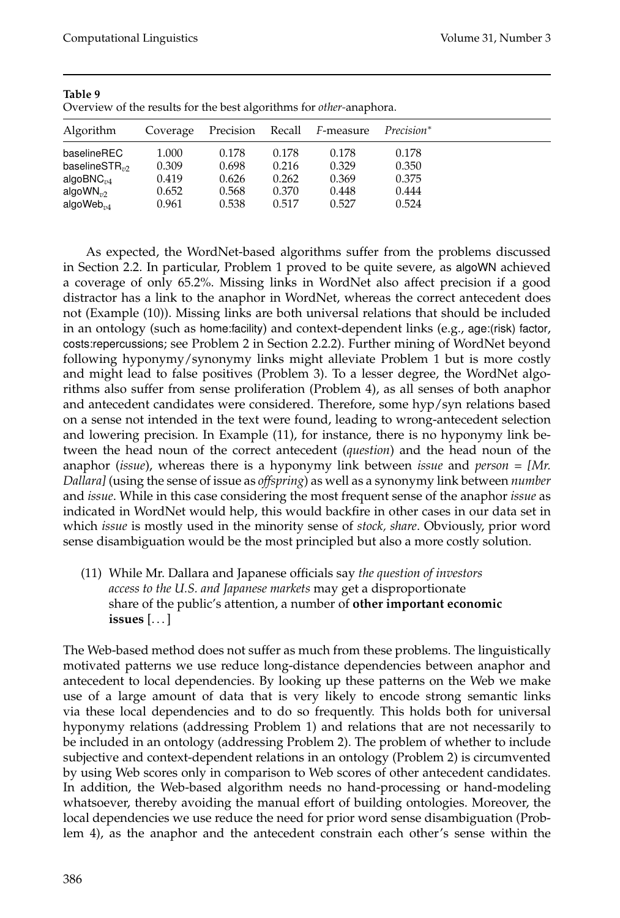**Table 9**
Overview of the results for the best algorithms for *other*-anaphora.

| Algorithm | Coverage | Precision | Recall | *F*-measure | *Precision*$^*$ |
|---|---|---|---|---|---|
| baselineREC | 1.000 | 0.178 | 0.178 | 0.178 | 0.178 |
| baselineSTR$_{v2}$ | 0.309 | 0.698 | 0.216 | 0.329 | 0.350 |
| algoBNC$_{v4}$ | 0.419 | 0.626 | 0.262 | 0.369 | 0.375 |
| algoWN$_{v2}$ | 0.652 | 0.568 | 0.370 | 0.448 | 0.444 |
| algoWeb$_{v4}$ | 0.961 | 0.538 | 0.517 | 0.527 | 0.524 |

As expected, the WordNet-based algorithms suffer from the problems discussed in Section 2.2. In particular, Problem 1 proved to be quite severe, as algoWN achieved a coverage of only 65.2%. Missing links in WordNet also affect precision if a good distractor has a link to the anaphor in WordNet, whereas the correct antecedent does not (Example (10)). Missing links are both universal relations that should be included in an ontology (such as home:facility) and context-dependent links (e.g., age:(risk) factor, costs:repercussions; see Problem 2 in Section 2.2.2). Further mining of WordNet beyond following hyponymy/synonymy links might alleviate Problem 1 but is more costly and might lead to false positives (Problem 3). To a lesser degree, the WordNet algorithms also suffer from sense proliferation (Problem 4), as all senses of both anaphor and antecedent candidates were considered. Therefore, some hyp/syn relations based on a sense not intended in the text were found, leading to wrong-antecedent selection and lowering precision. In Example (11), for instance, there is no hyponymy link between the head noun of the correct antecedent (*question*) and the head noun of the anaphor (*issue*), whereas there is a hyponymy link between *issue* and *person = [Mr. Dallara]* (using the sense of issue as *offspring*) as well as a synonymy link between *number* and *issue*. While in this case considering the most frequent sense of the anaphor *issue* as indicated in WordNet would help, this would backfire in other cases in our data set in which *issue* is mostly used in the minority sense of *stock, share*. Obviously, prior word sense disambiguation would be the most principled but also a more costly solution.

(11) While Mr. Dallara and Japanese officials say *the question of investors access to the U.S. and Japanese markets* may get a disproportionate share of the public's attention, a number of **other important economic issues** [...]

The Web-based method does not suffer as much from these problems. The linguistically motivated patterns we use reduce long-distance dependencies between anaphor and antecedent to local dependencies. By looking up these patterns on the Web we make use of a large amount of data that is very likely to encode strong semantic links via these local dependencies and to do so frequently. This holds both for universal hyponymy relations (addressing Problem 1) and relations that are not necessarily to be included in an ontology (addressing Problem 2). The problem of whether to include subjective and context-dependent relations in an ontology (Problem 2) is circumvented by using Web scores only in comparison to Web scores of other antecedent candidates. In addition, the Web-based algorithm needs no hand-processing or hand-modeling whatsoever, thereby avoiding the manual effort of building ontologies. Moreover, the local dependencies we use reduce the need for prior word sense disambiguation (Problem 4), as the anaphor and the antecedent constrain each other's sense within the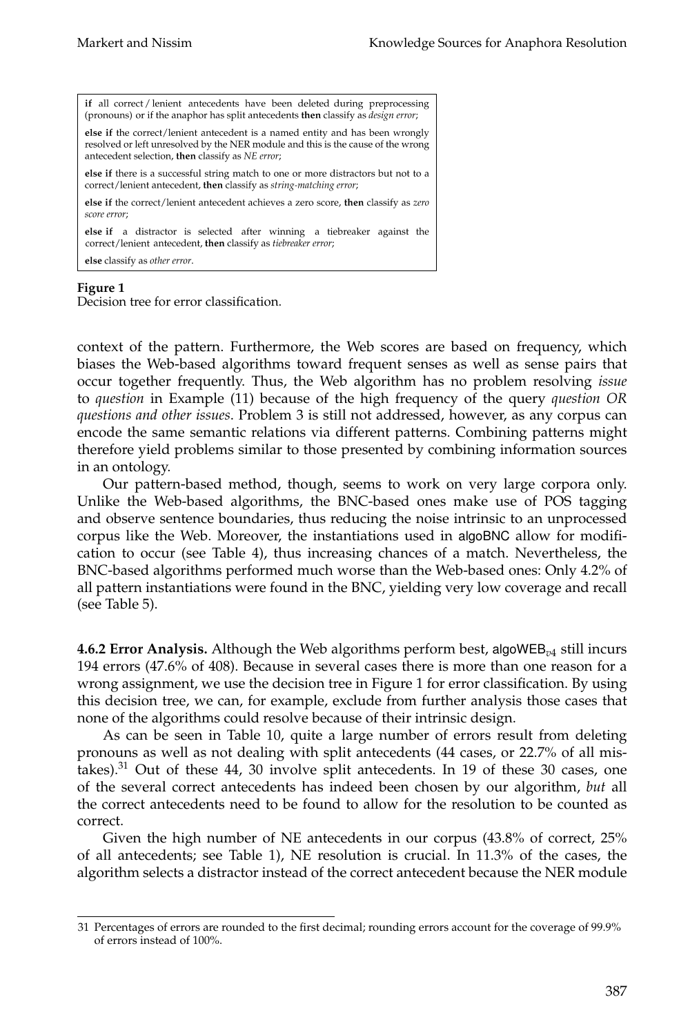**if** all correct / lenient antecedents have been deleted during preprocessing (pronouns) or if the anaphor has split antecedents **then** classify as *design error*;

**else if** the correct/lenient antecedent is a named entity and has been wrongly resolved or left unresolved by the NER module and this is the cause of the wrong antecedent selection, **then** classify as *NE error*;

**else if** there is a successful string match to one or more distractors but not to a correct/lenient antecedent, **then** classify as *string-matching error*;

**else if** the correct/lenient antecedent achieves a zero score, **then** classify as *zero score error*;

**else if** a distractor is selected after winning a tiebreaker against the correct/lenient antecedent, **then** classify as *tiebreaker error*;

**else** classify as *other error*.

**Figure 1**
Decision tree for error classification.

context of the pattern. Furthermore, the Web scores are based on frequency, which biases the Web-based algorithms toward frequent senses as well as sense pairs that occur together frequently. Thus, the Web algorithm has no problem resolving *issue* to *question* in Example (11) because of the high frequency of the query *question OR questions and other issues*. Problem 3 is still not addressed, however, as any corpus can encode the same semantic relations via different patterns. Combining patterns might therefore yield problems similar to those presented by combining information sources in an ontology.

Our pattern-based method, though, seems to work on very large corpora only. Unlike the Web-based algorithms, the BNC-based ones make use of POS tagging and observe sentence boundaries, thus reducing the noise intrinsic to an unprocessed corpus like the Web. Moreover, the instantiations used in algoBNC allow for modification to occur (see Table 4), thus increasing chances of a match. Nevertheless, the BNC-based algorithms performed much worse than the Web-based ones: Only 4.2% of all pattern instantiations were found in the BNC, yielding very low coverage and recall (see Table 5).

**4.6.2 Error Analysis.** Although the Web algorithms perform best, algoWEB$_{v4}$ still incurs 194 errors (47.6% of 408). Because in several cases there is more than one reason for a wrong assignment, we use the decision tree in Figure 1 for error classification. By using this decision tree, we can, for example, exclude from further analysis those cases that none of the algorithms could resolve because of their intrinsic design.

As can be seen in Table 10, quite a large number of errors result from deleting pronouns as well as not dealing with split antecedents (44 cases, or 22.7% of all mistakes).[31] Out of these 44, 30 involve split antecedents. In 19 of these 30 cases, one of the several correct antecedents has indeed been chosen by our algorithm, *but* all the correct antecedents need to be found to allow for the resolution to be counted as correct.

Given the high number of NE antecedents in our corpus (43.8% of correct, 25% of all antecedents; see Table 1), NE resolution is crucial. In 11.3% of the cases, the algorithm selects a distractor instead of the correct antecedent because the NER module

31 Percentages of errors are rounded to the first decimal; rounding errors account for the coverage of 99.9% of errors instead of 100%.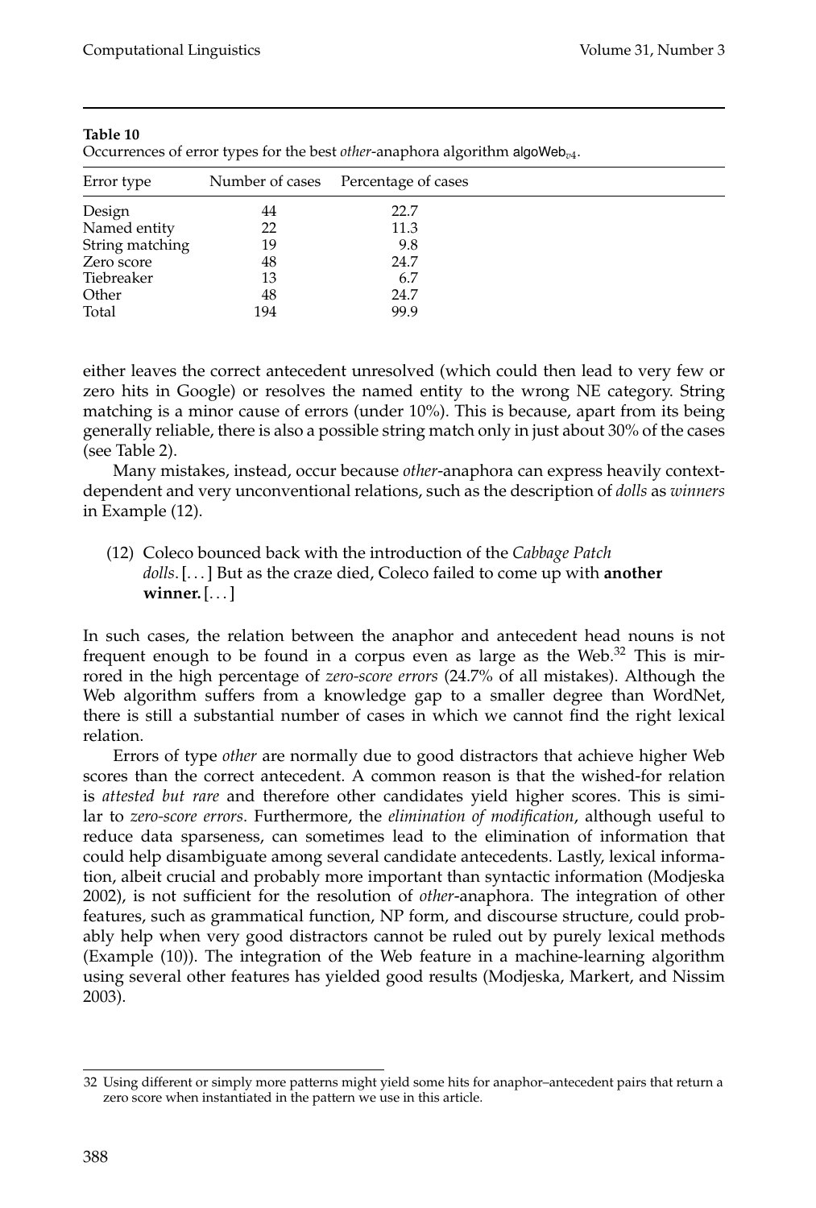**Table 10**
Occurrences of error types for the best *other*-anaphora algorithm $\mathsf{algoWeb}_{v4}$.

| Error type | Number of cases | Percentage of cases |
|---|---|---|
| Design | 44 | 22.7 |
| Named entity | 22 | 11.3 |
| String matching | 19 | 9.8 |
| Zero score | 48 | 24.7 |
| Tiebreaker | 13 | 6.7 |
| Other | 48 | 24.7 |
| Total | 194 | 99.9 |

either leaves the correct antecedent unresolved (which could then lead to very few or zero hits in Google) or resolves the named entity to the wrong NE category. String matching is a minor cause of errors (under 10%). This is because, apart from its being generally reliable, there is also a possible string match only in just about 30% of the cases (see Table 2).

Many mistakes, instead, occur because *other*-anaphora can express heavily context-dependent and very unconventional relations, such as the description of *dolls* as *winners* in Example (12).

(12) Coleco bounced back with the introduction of the *Cabbage Patch dolls*. [. . . ] But as the craze died, Coleco failed to come up with **another winner.** [. . . ]

In such cases, the relation between the anaphor and antecedent head nouns is not frequent enough to be found in a corpus even as large as the Web.[32] This is mirrored in the high percentage of *zero-score errors* (24.7% of all mistakes). Although the Web algorithm suffers from a knowledge gap to a smaller degree than WordNet, there is still a substantial number of cases in which we cannot find the right lexical relation.

Errors of type *other* are normally due to good distractors that achieve higher Web scores than the correct antecedent. A common reason is that the wished-for relation is *attested but rare* and therefore other candidates yield higher scores. This is similar to *zero-score errors*. Furthermore, the *elimination of modification*, although useful to reduce data sparseness, can sometimes lead to the elimination of information that could help disambiguate among several candidate antecedents. Lastly, lexical information, albeit crucial and probably more important than syntactic information (Modjeska 2002), is not sufficient for the resolution of *other*-anaphora. The integration of other features, such as grammatical function, NP form, and discourse structure, could probably help when very good distractors cannot be ruled out by purely lexical methods (Example (10)). The integration of the Web feature in a machine-learning algorithm using several other features has yielded good results (Modjeska, Markert, and Nissim 2003).

32 Using different or simply more patterns might yield some hits for anaphor–antecedent pairs that return a zero score when instantiated in the pattern we use in this article.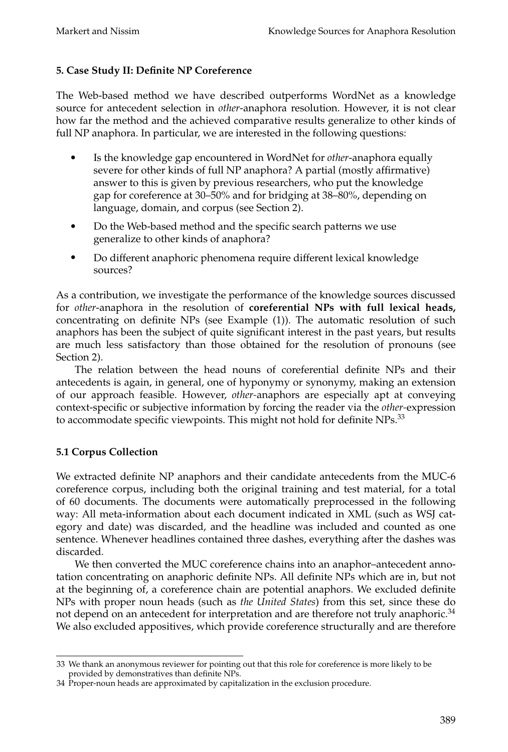## 5. Case Study II: Definite NP Coreference

The Web-based method we have described outperforms WordNet as a knowledge source for antecedent selection in *other*-anaphora resolution. However, it is not clear how far the method and the achieved comparative results generalize to other kinds of full NP anaphora. In particular, we are interested in the following questions:

- Is the knowledge gap encountered in WordNet for *other*-anaphora equally severe for other kinds of full NP anaphora? A partial (mostly affirmative) answer to this is given by previous researchers, who put the knowledge gap for coreference at 30–50% and for bridging at 38–80%, depending on language, domain, and corpus (see Section 2).
- Do the Web-based method and the specific search patterns we use generalize to other kinds of anaphora?
- Do different anaphoric phenomena require different lexical knowledge sources?

As a contribution, we investigate the performance of the knowledge sources discussed for *other*-anaphora in the resolution of **coreferential NPs with full lexical heads,** concentrating on definite NPs (see Example (1)). The automatic resolution of such anaphors has been the subject of quite significant interest in the past years, but results are much less satisfactory than those obtained for the resolution of pronouns (see Section 2).

The relation between the head nouns of coreferential definite NPs and their antecedents is again, in general, one of hyponymy or synonymy, making an extension of our approach feasible. However, *other*-anaphors are especially apt at conveying context-specific or subjective information by forcing the reader via the *other*-expression to accommodate specific viewpoints. This might not hold for definite NPs.[33]

### 5.1 Corpus Collection

We extracted definite NP anaphors and their candidate antecedents from the MUC-6 coreference corpus, including both the original training and test material, for a total of 60 documents. The documents were automatically preprocessed in the following way: All meta-information about each document indicated in XML (such as WSJ category and date) was discarded, and the headline was included and counted as one sentence. Whenever headlines contained three dashes, everything after the dashes was discarded.

We then converted the MUC coreference chains into an anaphor–antecedent annotation concentrating on anaphoric definite NPs. All definite NPs which are in, but not at the beginning of, a coreference chain are potential anaphors. We excluded definite NPs with proper noun heads (such as *the United States*) from this set, since these do not depend on an antecedent for interpretation and are therefore not truly anaphoric.[34] We also excluded appositives, which provide coreference structurally and are therefore

[33] We thank an anonymous reviewer for pointing out that this role for coreference is more likely to be provided by demonstratives than definite NPs.

[34] Proper-noun heads are approximated by capitalization in the exclusion procedure.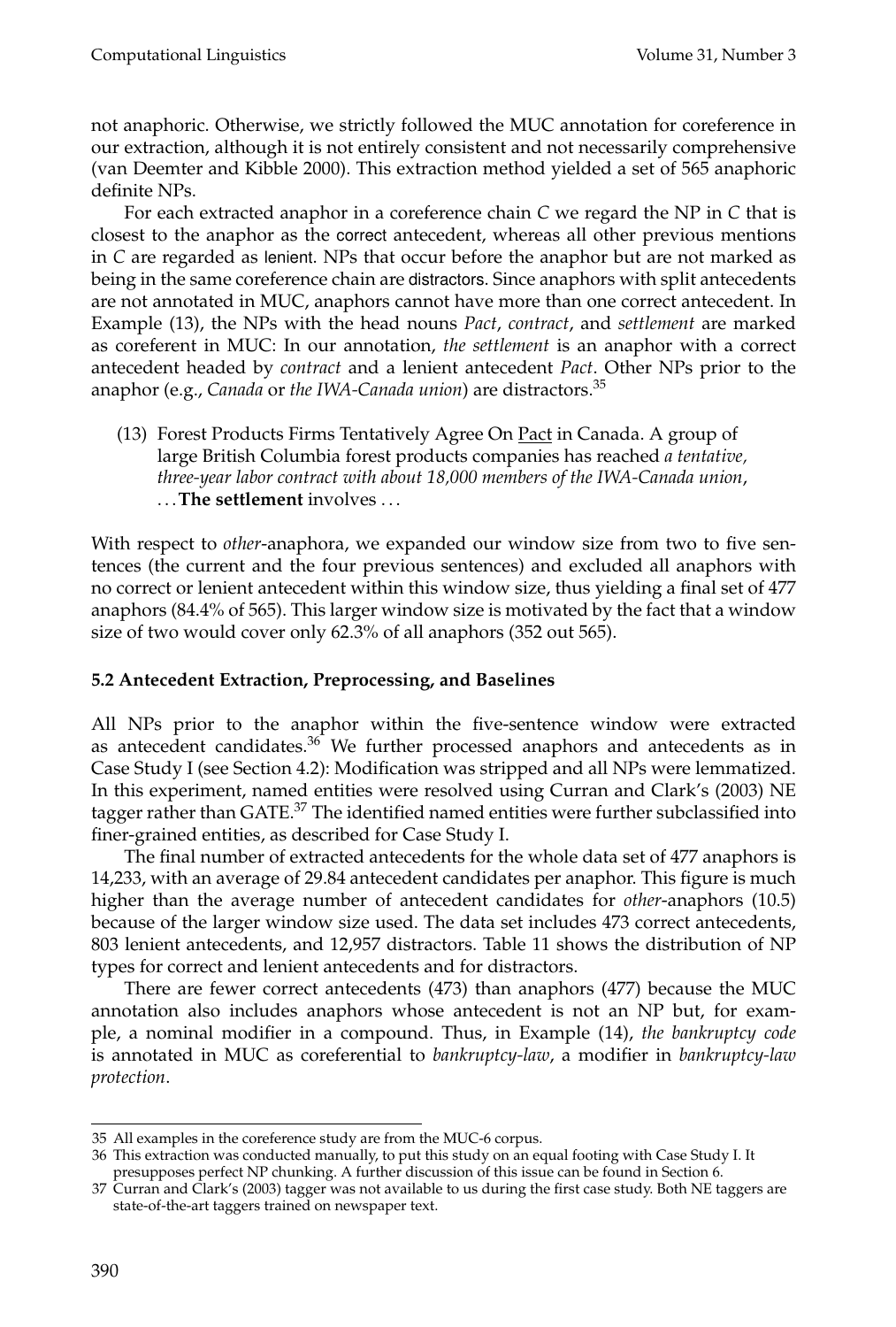not anaphoric. Otherwise, we strictly followed the MUC annotation for coreference in our extraction, although it is not entirely consistent and not necessarily comprehensive (van Deemter and Kibble 2000). This extraction method yielded a set of 565 anaphoric definite NPs.

For each extracted anaphor in a coreference chain *C* we regard the NP in *C* that is closest to the anaphor as the correct antecedent, whereas all other previous mentions in *C* are regarded as lenient. NPs that occur before the anaphor but are not marked as being in the same coreference chain are distractors. Since anaphors with split antecedents are not annotated in MUC, anaphors cannot have more than one correct antecedent. In Example (13), the NPs with the head nouns *Pact*, *contract*, and *settlement* are marked as coreferent in MUC: In our annotation, *the settlement* is an anaphor with a correct antecedent headed by *contract* and a lenient antecedent *Pact*. Other NPs prior to the anaphor (e.g., *Canada* or *the IWA-Canada union*) are distractors.[35]

(13) Forest Products Firms Tentatively Agree On Pact in Canada. A group of large British Columbia forest products companies has reached *a tentative, three-year labor contract with about 18,000 members of the IWA-Canada union*, ...**The settlement** involves ...

With respect to *other*-anaphora, we expanded our window size from two to five sentences (the current and the four previous sentences) and excluded all anaphors with no correct or lenient antecedent within this window size, thus yielding a final set of 477 anaphors (84.4% of 565). This larger window size is motivated by the fact that a window size of two would cover only 62.3% of all anaphors (352 out 565).

### 5.2 Antecedent Extraction, Preprocessing, and Baselines

All NPs prior to the anaphor within the five-sentence window were extracted as antecedent candidates.[36] We further processed anaphors and antecedents as in Case Study I (see Section 4.2): Modification was stripped and all NPs were lemmatized. In this experiment, named entities were resolved using Curran and Clark's (2003) NE tagger rather than GATE.[37] The identified named entities were further subclassified into finer-grained entities, as described for Case Study I.

The final number of extracted antecedents for the whole data set of 477 anaphors is 14,233, with an average of 29.84 antecedent candidates per anaphor. This figure is much higher than the average number of antecedent candidates for *other*-anaphors (10.5) because of the larger window size used. The data set includes 473 correct antecedents, 803 lenient antecedents, and 12,957 distractors. Table 11 shows the distribution of NP types for correct and lenient antecedents and for distractors.

There are fewer correct antecedents (473) than anaphors (477) because the MUC annotation also includes anaphors whose antecedent is not an NP but, for example, a nominal modifier in a compound. Thus, in Example (14), *the bankruptcy code* is annotated in MUC as coreferential to *bankruptcy-law*, a modifier in *bankruptcy-law protection*.

35 All examples in the coreference study are from the MUC-6 corpus.

36 This extraction was conducted manually, to put this study on an equal footing with Case Study I. It presupposes perfect NP chunking. A further discussion of this issue can be found in Section 6.

37 Curran and Clark's (2003) tagger was not available to us during the first case study. Both NE taggers are state-of-the-art taggers trained on newspaper text.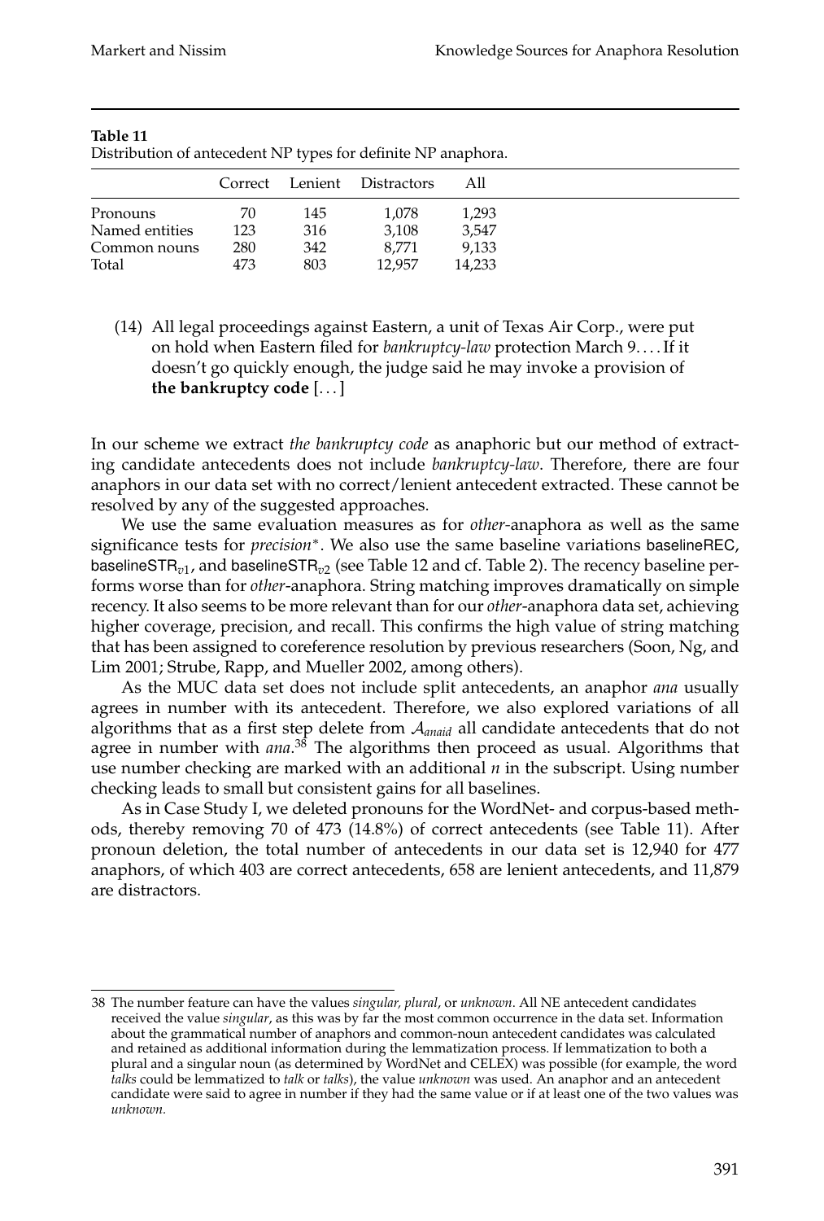**Table 11**
Distribution of antecedent NP types for definite NP anaphora.

| | Correct | Lenient | Distractors | All |
|---|---|---|---|---|
| Pronouns | 70 | 145 | 1,078 | 1,293 |
| Named entities | 123 | 316 | 3,108 | 3,547 |
| Common nouns | 280 | 342 | 8,771 | 9,133 |
| Total | 473 | 803 | 12,957 | 14,233 |

(14) All legal proceedings against Eastern, a unit of Texas Air Corp., were put on hold when Eastern filed for *bankruptcy-law* protection March 9. ... If it doesn't go quickly enough, the judge said he may invoke a provision of **the bankruptcy code** [...]

In our scheme we extract *the bankruptcy code* as anaphoric but our method of extracting candidate antecedents does not include *bankruptcy-law*. Therefore, there are four anaphors in our data set with no correct/lenient antecedent extracted. These cannot be resolved by any of the suggested approaches.

We use the same evaluation measures as for *other*-anaphora as well as the same significance tests for *precision*$^*$. We also use the same baseline variations baselineREC, baselineSTR$_{v1}$, and baselineSTR$_{v2}$ (see Table 12 and cf. Table 2). The recency baseline performs worse than for *other*-anaphora. String matching improves dramatically on simple recency. It also seems to be more relevant than for our *other*-anaphora data set, achieving higher coverage, precision, and recall. This confirms the high value of string matching that has been assigned to coreference resolution by previous researchers (Soon, Ng, and Lim 2001; Strube, Rapp, and Mueller 2002, among others).

As the MUC data set does not include split antecedents, an anaphor *ana* usually agrees in number with its antecedent. Therefore, we also explored variations of all algorithms that as a first step delete from $\mathcal{A}_{anaid}$ all candidate antecedents that do not agree in number with *ana*.[38] The algorithms then proceed as usual. Algorithms that use number checking are marked with an additional *n* in the subscript. Using number checking leads to small but consistent gains for all baselines.

As in Case Study I, we deleted pronouns for the WordNet- and corpus-based methods, thereby removing 70 of 473 (14.8%) of correct antecedents (see Table 11). After pronoun deletion, the total number of antecedents in our data set is 12,940 for 477 anaphors, of which 403 are correct antecedents, 658 are lenient antecedents, and 11,879 are distractors.

---

38 The number feature can have the values *singular, plural*, or *unknown*. All NE antecedent candidates received the value *singular*, as this was by far the most common occurrence in the data set. Information about the grammatical number of anaphors and common-noun antecedent candidates was calculated and retained as additional information during the lemmatization process. If lemmatization to both a plural and a singular noun (as determined by WordNet and CELEX) was possible (for example, the word *talks* could be lemmatized to *talk* or *talks*), the value *unknown* was used. An anaphor and an antecedent candidate were said to agree in number if they had the same value or if at least one of the two values was *unknown.*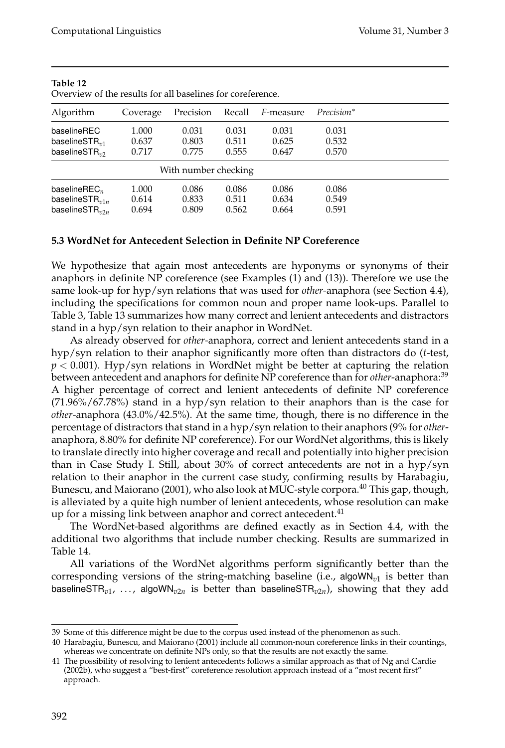**Table 12**
Overview of the results for all baselines for coreference.

| Algorithm | Coverage | Precision | Recall | *F*-measure | *Precision** |
|---|---|---|---|---|---|
| baselineREC | 1.000 | 0.031 | 0.031 | 0.031 | 0.031 |
| baselineSTR$_{v1}$ | 0.637 | 0.803 | 0.511 | 0.625 | 0.532 |
| baselineSTR$_{v2}$ | 0.717 | 0.775 | 0.555 | 0.647 | 0.570 |
| | | With number checking | | | |
| baselineREC$_n$ | 1.000 | 0.086 | 0.086 | 0.086 | 0.086 |
| baselineSTR$_{v1n}$ | 0.614 | 0.833 | 0.511 | 0.634 | 0.549 |
| baselineSTR$_{v2n}$ | 0.694 | 0.809 | 0.562 | 0.664 | 0.591 |

### 5.3 WordNet for Antecedent Selection in Definite NP Coreference

We hypothesize that again most antecedents are hyponyms or synonyms of their anaphors in definite NP coreference (see Examples (1) and (13)). Therefore we use the same look-up for hyp/syn relations that was used for *other*-anaphora (see Section 4.4), including the specifications for common noun and proper name look-ups. Parallel to Table 3, Table 13 summarizes how many correct and lenient antecedents and distractors stand in a hyp/syn relation to their anaphor in WordNet.

As already observed for *other*-anaphora, correct and lenient antecedents stand in a hyp/syn relation to their anaphor significantly more often than distractors do (*t*-test, $p < 0.001$). Hyp/syn relations in WordNet might be better at capturing the relation between antecedent and anaphors for definite NP coreference than for *other*-anaphora:[39] A higher percentage of correct and lenient antecedents of definite NP coreference (71.96%/67.78%) stand in a hyp/syn relation to their anaphors than is the case for *other*-anaphora (43.0%/42.5%). At the same time, though, there is no difference in the percentage of distractors that stand in a hyp/syn relation to their anaphors (9% for *other*-anaphora, 8.80% for definite NP coreference). For our WordNet algorithms, this is likely to translate directly into higher coverage and recall and potentially into higher precision than in Case Study I. Still, about 30% of correct antecedents are not in a hyp/syn relation to their anaphor in the current case study, confirming results by Harabagiu, Bunescu, and Maiorano (2001), who also look at MUC-style corpora.[40] This gap, though, is alleviated by a quite high number of lenient antecedents, whose resolution can make up for a missing link between anaphor and correct antecedent.[41]

The WordNet-based algorithms are defined exactly as in Section 4.4, with the additional two algorithms that include number checking. Results are summarized in Table 14.

All variations of the WordNet algorithms perform significantly better than the corresponding versions of the string-matching baseline (i.e., algoWN$_{v1}$ is better than baselineSTR$_{v1}$, ..., algoWN$_{v2n}$ is better than baselineSTR$_{v2n}$), showing that they add

39 Some of this difference might be due to the corpus used instead of the phenomenon as such.

40 Harabagiu, Bunescu, and Maiorano (2001) include all common-noun coreference links in their countings, whereas we concentrate on definite NPs only, so that the results are not exactly the same.

41 The possibility of resolving to lenient antecedents follows a similar approach as that of Ng and Cardie (2002b), who suggest a "best-first" coreference resolution approach instead of a "most recent first" approach.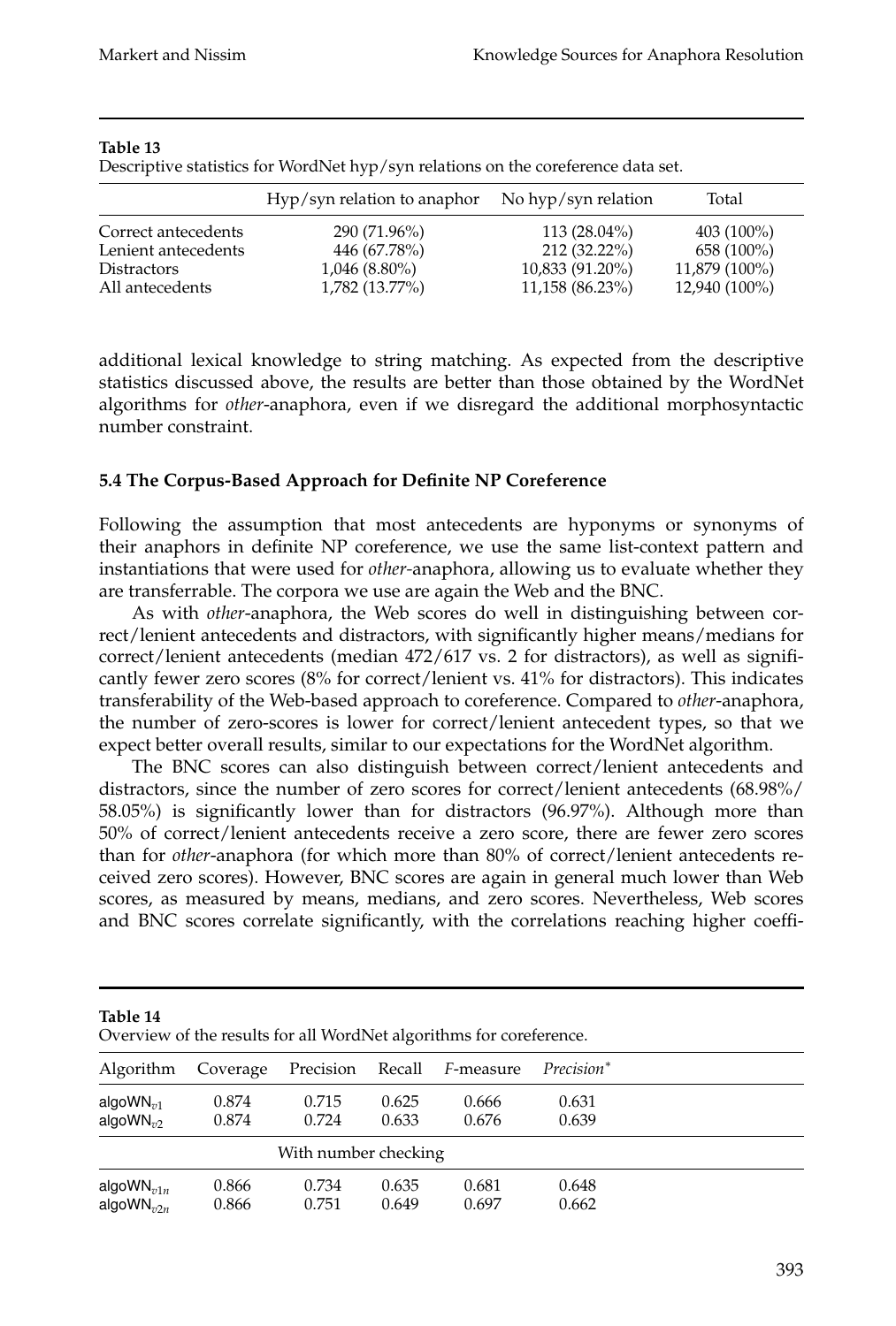**Table 13**
Descriptive statistics for WordNet hyp/syn relations on the coreference data set.

| | Hyp/syn relation to anaphor | No hyp/syn relation | Total |
|---|---|---|---|
| Correct antecedents | 290 (71.96%) | 113 (28.04%) | 403 (100%) |
| Lenient antecedents | 446 (67.78%) | 212 (32.22%) | 658 (100%) |
| Distractors | 1,046 (8.80%) | 10,833 (91.20%) | 11,879 (100%) |
| All antecedents | 1,782 (13.77%) | 11,158 (86.23%) | 12,940 (100%) |

additional lexical knowledge to string matching. As expected from the descriptive statistics discussed above, the results are better than those obtained by the WordNet algorithms for *other*-anaphora, even if we disregard the additional morphosyntactic number constraint.

### 5.4 The Corpus-Based Approach for Definite NP Coreference

Following the assumption that most antecedents are hyponyms or synonyms of their anaphors in definite NP coreference, we use the same list-context pattern and instantiations that were used for *other*-anaphora, allowing us to evaluate whether they are transferrable. The corpora we use are again the Web and the BNC.

As with *other*-anaphora, the Web scores do well in distinguishing between correct/lenient antecedents and distractors, with significantly higher means/medians for correct/lenient antecedents (median 472/617 vs. 2 for distractors), as well as significantly fewer zero scores (8% for correct/lenient vs. 41% for distractors). This indicates transferability of the Web-based approach to coreference. Compared to *other*-anaphora, the number of zero-scores is lower for correct/lenient antecedent types, so that we expect better overall results, similar to our expectations for the WordNet algorithm.

The BNC scores can also distinguish between correct/lenient antecedents and distractors, since the number of zero scores for correct/lenient antecedents (68.98%/58.05%) is significantly lower than for distractors (96.97%). Although more than 50% of correct/lenient antecedents receive a zero score, there are fewer zero scores than for *other*-anaphora (for which more than 80% of correct/lenient antecedents received zero scores). However, BNC scores are again in general much lower than Web scores, as measured by means, medians, and zero scores. Nevertheless, Web scores and BNC scores correlate significantly, with the correlations reaching higher coeffi-

**Table 14**
Overview of the results for all WordNet algorithms for coreference.

| Algorithm | Coverage | Precision | Recall | *F*-measure | *Precision\** |
|---|---|---|---|---|---|
| $\text{algoWN}_{v1}$ | 0.874 | 0.715 | 0.625 | 0.666 | 0.631 |
| $\text{algoWN}_{v2}$ | 0.874 | 0.724 | 0.633 | 0.676 | 0.639 |
| | | With number checking | | | |
| $\text{algoWN}_{v1n}$ | 0.866 | 0.734 | 0.635 | 0.681 | 0.648 |
| $\text{algoWN}_{v2n}$ | 0.866 | 0.751 | 0.649 | 0.697 | 0.662 |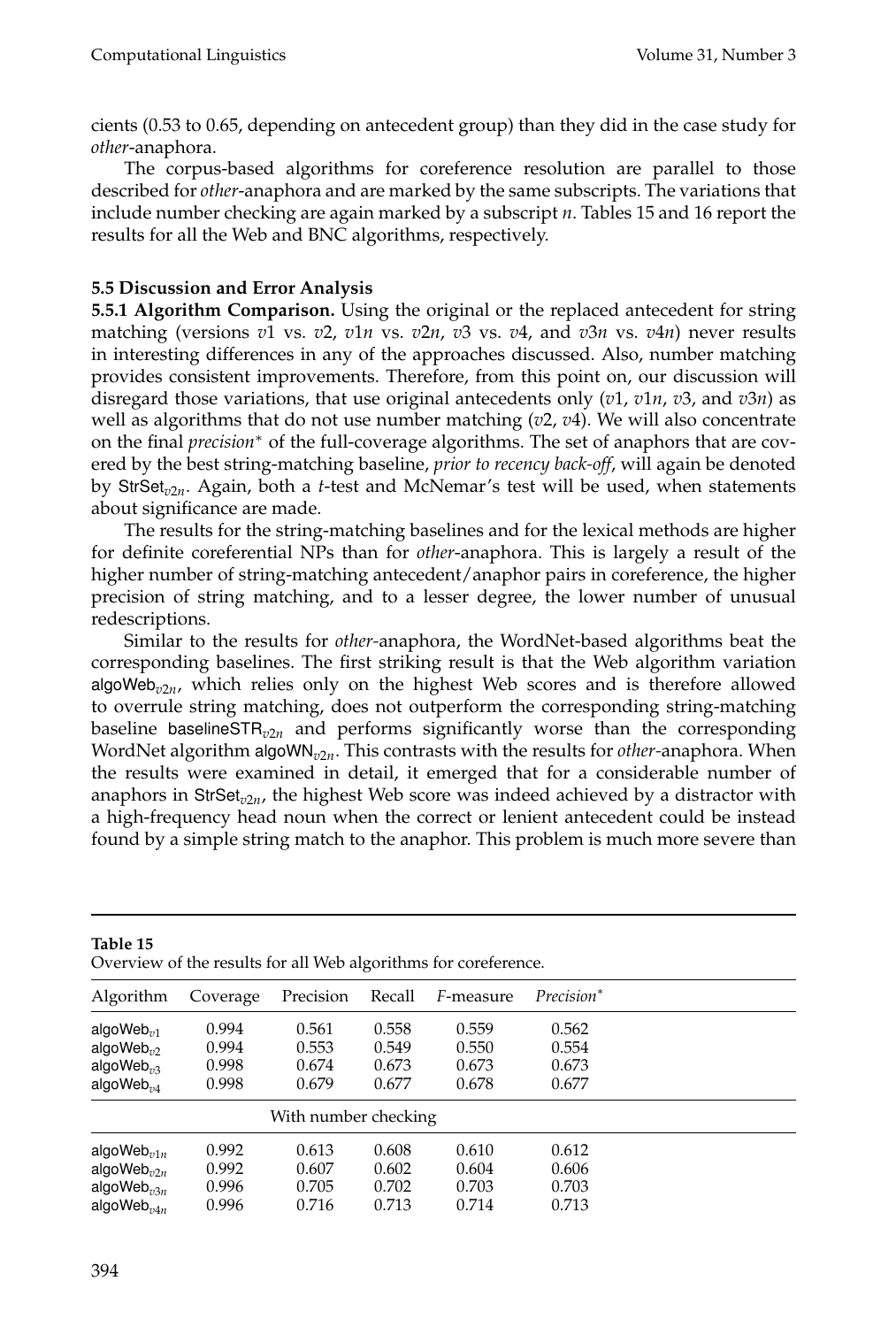cients (0.53 to 0.65, depending on antecedent group) than they did in the case study for *other*-anaphora.

The corpus-based algorithms for coreference resolution are parallel to those described for *other*-anaphora and are marked by the same subscripts. The variations that include number checking are again marked by a subscript *n*. Tables 15 and 16 report the results for all the Web and BNC algorithms, respectively.

### 5.5 Discussion and Error Analysis

**5.5.1 Algorithm Comparison.** Using the original or the replaced antecedent for string matching (versions $v1$ vs. $v2$, $v1n$ vs. $v2n$, $v3$ vs. $v4$, and $v3n$ vs. $v4n$) never results in interesting differences in any of the approaches discussed. Also, number matching provides consistent improvements. Therefore, from this point on, our discussion will disregard those variations, that use original antecedents only ($v1$, $v1n$, $v3$, and $v3n$) as well as algorithms that do not use number matching ($v2$, $v4$). We will also concentrate on the final *precision*$^*$ of the full-coverage algorithms. The set of anaphors that are covered by the best string-matching baseline, *prior to recency back-off*, will again be denoted by $\text{StrSet}_{v2n}$. Again, both a *t*-test and McNemar's test will be used, when statements about significance are made.

The results for the string-matching baselines and for the lexical methods are higher for definite coreferential NPs than for *other*-anaphora. This is largely a result of the higher number of string-matching antecedent/anaphor pairs in coreference, the higher precision of string matching, and to a lesser degree, the lower number of unusual redescriptions.

Similar to the results for *other*-anaphora, the WordNet-based algorithms beat the corresponding baselines. The first striking result is that the Web algorithm variation $\text{algoWeb}_{v2n}$, which relies only on the highest Web scores and is therefore allowed to overrule string matching, does not outperform the corresponding string-matching baseline $\text{baselineSTR}_{v2n}$ and performs significantly worse than the corresponding WordNet algorithm $\text{algoWN}_{v2n}$. This contrasts with the results for *other*-anaphora. When the results were examined in detail, it emerged that for a considerable number of anaphors in $\text{StrSet}_{v2n}$, the highest Web score was indeed achieved by a distractor with a high-frequency head noun when the correct or lenient antecedent could be instead found by a simple string match to the anaphor. This problem is much more severe than

**Table 15**
Overview of the results for all Web algorithms for coreference.

| Algorithm | Coverage | Precision | Recall | *F*-measure | *Precision*$^*$ |
|---|---|---|---|---|---|
| $\text{algoWeb}_{v1}$ | 0.994 | 0.561 | 0.558 | 0.559 | 0.562 |
| $\text{algoWeb}_{v2}$ | 0.994 | 0.553 | 0.549 | 0.550 | 0.554 |
| $\text{algoWeb}_{v3}$ | 0.998 | 0.674 | 0.673 | 0.673 | 0.673 |
| $\text{algoWeb}_{v4}$ | 0.998 | 0.679 | 0.677 | 0.678 | 0.677 |
| | | With number checking | | | |
| $\text{algoWeb}_{v1n}$ | 0.992 | 0.613 | 0.608 | 0.610 | 0.612 |
| $\text{algoWeb}_{v2n}$ | 0.992 | 0.607 | 0.602 | 0.604 | 0.606 |
| $\text{algoWeb}_{v3n}$ | 0.996 | 0.705 | 0.702 | 0.703 | 0.703 |
| $\text{algoWeb}_{v4n}$ | 0.996 | 0.716 | 0.713 | 0.714 | 0.713 |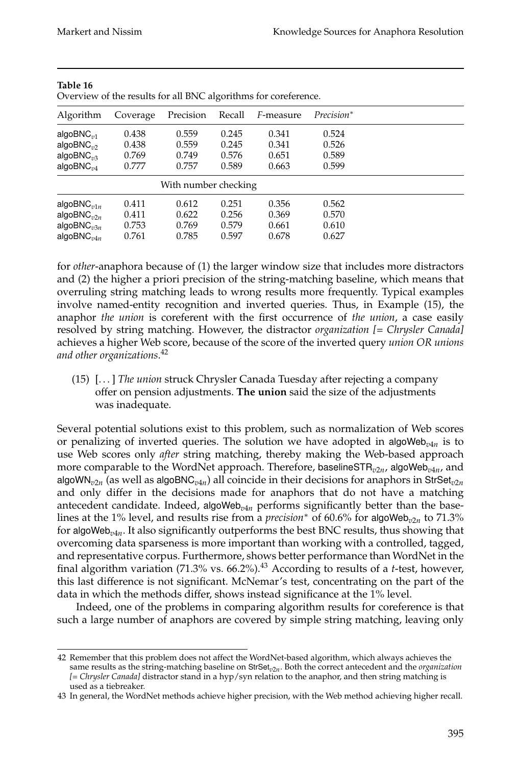**Table 16**
Overview of the results for all BNC algorithms for coreference.

| Algorithm | Coverage | Precision | Recall | *F*-measure | *Precision*$^*$ |
|---|---|---|---|---|---|
| algoBNC$_{v1}$ | 0.438 | 0.559 | 0.245 | 0.341 | 0.524 |
| algoBNC$_{v2}$ | 0.438 | 0.559 | 0.245 | 0.341 | 0.526 |
| algoBNC$_{v3}$ | 0.769 | 0.749 | 0.576 | 0.651 | 0.589 |
| algoBNC$_{v4}$ | 0.777 | 0.757 | 0.589 | 0.663 | 0.599 |
| With number checking | | | | | |
| algoBNC$_{v1n}$ | 0.411 | 0.612 | 0.251 | 0.356 | 0.562 |
| algoBNC$_{v2n}$ | 0.411 | 0.622 | 0.256 | 0.369 | 0.570 |
| algoBNC$_{v3n}$ | 0.753 | 0.769 | 0.579 | 0.661 | 0.610 |
| algoBNC$_{v4n}$ | 0.761 | 0.785 | 0.597 | 0.678 | 0.627 |

for *other*-anaphora because of (1) the larger window size that includes more distractors and (2) the higher a priori precision of the string-matching baseline, which means that overruling string matching leads to wrong results more frequently. Typical examples involve named-entity recognition and inverted queries. Thus, in Example (15), the anaphor *the union* is coreferent with the first occurrence of *the union*, a case easily resolved by string matching. However, the distractor *organization [= Chrysler Canada]* achieves a higher Web score, because of the score of the inverted query *union OR unions and other organizations*.[42]

(15) [...] *The union* struck Chrysler Canada Tuesday after rejecting a company offer on pension adjustments. **The union** said the size of the adjustments was inadequate.

Several potential solutions exist to this problem, such as normalization of Web scores or penalizing of inverted queries. The solution we have adopted in algoWeb$_{v4n}$ is to use Web scores only *after* string matching, thereby making the Web-based approach more comparable to the WordNet approach. Therefore, baselineSTR$_{v2n}$, algoWeb$_{v4n}$, and algoWN$_{v2n}$ (as well as algoBNC$_{v4n}$) all coincide in their decisions for anaphors in StrSet$_{v2n}$ and only differ in the decisions made for anaphors that do not have a matching antecedent candidate. Indeed, algoWeb$_{v4n}$ performs significantly better than the baselines at the 1% level, and results rise from a *precision*$^*$ of 60.6% for algoWeb$_{v2n}$ to 71.3% for algoWeb$_{v4n}$. It also significantly outperforms the best BNC results, thus showing that overcoming data sparseness is more important than working with a controlled, tagged, and representative corpus. Furthermore, shows better performance than WordNet in the final algorithm variation (71.3% vs. 66.2%).[43] According to results of a *t*-test, however, this last difference is not significant. McNemar's test, concentrating on the part of the data in which the methods differ, shows instead significance at the 1% level.

Indeed, one of the problems in comparing algorithm results for coreference is that such a large number of anaphors are covered by simple string matching, leaving only

---

42 Remember that this problem does not affect the WordNet-based algorithm, which always achieves the same results as the string-matching baseline on StrSet$_{v2n}$. Both the correct antecedent and the *organization [= Chrysler Canada]* distractor stand in a hyp/syn relation to the anaphor, and then string matching is used as a tiebreaker.

43 In general, the WordNet methods achieve higher precision, with the Web method achieving higher recall.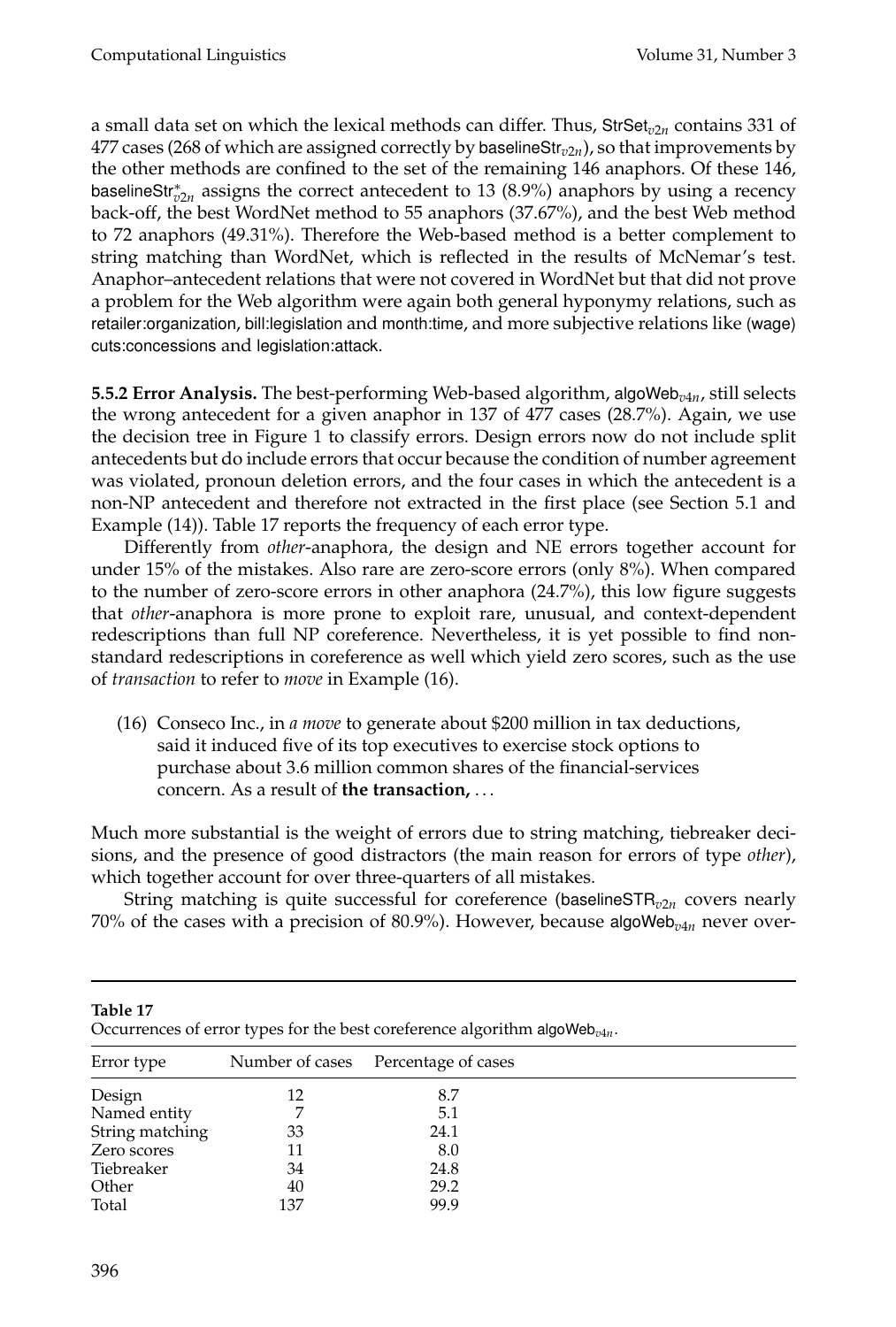a small data set on which the lexical methods can differ. Thus, $\text{StrSet}_{v2n}$ contains 331 of 477 cases (268 of which are assigned correctly by $\text{baselineStr}_{v2n}$), so that improvements by the other methods are confined to the set of the remaining 146 anaphors. Of these 146, $\text{baselineStr}^{*}_{v2n}$ assigns the correct antecedent to 13 (8.9%) anaphors by using a recency back-off, the best WordNet method to 55 anaphors (37.67%), and the best Web method to 72 anaphors (49.31%). Therefore the Web-based method is a better complement to string matching than WordNet, which is reflected in the results of McNemar's test. Anaphor–antecedent relations that were not covered in WordNet but that did not prove a problem for the Web algorithm were again both general hyponymy relations, such as retailer:organization, bill:legislation and month:time, and more subjective relations like (wage) cuts:concessions and legislation:attack.

**5.5.2 Error Analysis.** The best-performing Web-based algorithm, $\text{algoWeb}_{v4n}$, still selects the wrong antecedent for a given anaphor in 137 of 477 cases (28.7%). Again, we use the decision tree in Figure 1 to classify errors. Design errors now do not include split antecedents but do include errors that occur because the condition of number agreement was violated, pronoun deletion errors, and the four cases in which the antecedent is a non-NP antecedent and therefore not extracted in the first place (see Section 5.1 and Example (14)). Table 17 reports the frequency of each error type.

Differently from *other*-anaphora, the design and NE errors together account for under 15% of the mistakes. Also rare are zero-score errors (only 8%). When compared to the number of zero-score errors in other anaphora (24.7%), this low figure suggests that *other*-anaphora is more prone to exploit rare, unusual, and context-dependent redescriptions than full NP coreference. Nevertheless, it is yet possible to find non-standard redescriptions in coreference as well which yield zero scores, such as the use of *transaction* to refer to *move* in Example (16).

(16) Conseco Inc., in *a move* to generate about $200 million in tax deductions, said it induced five of its top executives to exercise stock options to purchase about 3.6 million common shares of the financial-services concern. As a result of **the transaction,** . . .

Much more substantial is the weight of errors due to string matching, tiebreaker decisions, and the presence of good distractors (the main reason for errors of type *other*), which together account for over three-quarters of all mistakes.

String matching is quite successful for coreference ($\text{baselineSTR}_{v2n}$ covers nearly 70% of the cases with a precision of 80.9%). However, because $\text{algoWeb}_{v4n}$ never over-

**Table 17**
Occurrences of error types for the best coreference algorithm $\text{algoWeb}_{v4n}$.

| Error type | Number of cases | Percentage of cases |
|---|---|---|
| Design | 12 | 8.7 |
| Named entity | 7 | 5.1 |
| String matching | 33 | 24.1 |
| Zero scores | 11 | 8.0 |
| Tiebreaker | 34 | 24.8 |
| Other | 40 | 29.2 |
| Total | 137 | 99.9 |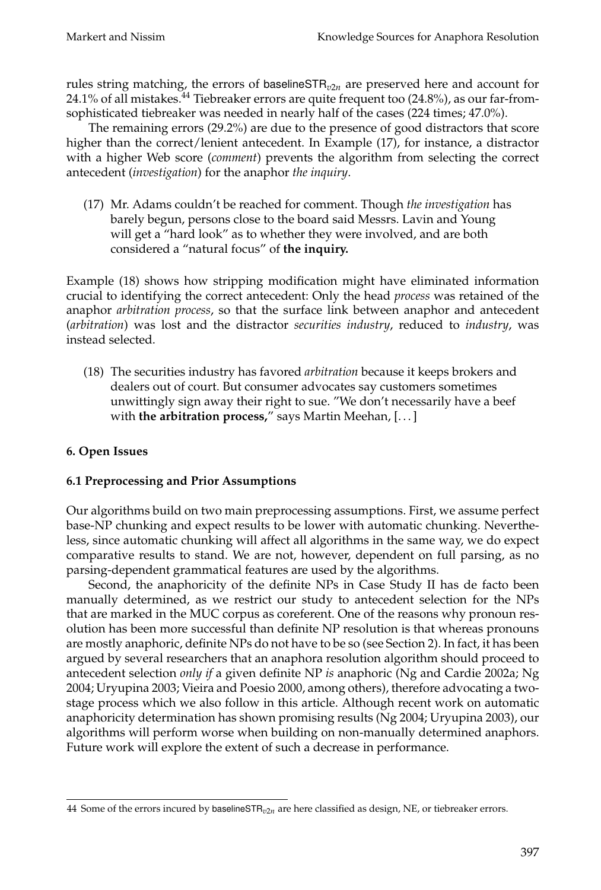rules string matching, the errors of baselineSTR$_{v2n}$ are preserved here and account for 24.1% of all mistakes.[44] Tiebreaker errors are quite frequent too (24.8%), as our far-from-sophisticated tiebreaker was needed in nearly half of the cases (224 times; 47.0%).

The remaining errors (29.2%) are due to the presence of good distractors that score higher than the correct/lenient antecedent. In Example (17), for instance, a distractor with a higher Web score (*comment*) prevents the algorithm from selecting the correct antecedent (*investigation*) for the anaphor *the inquiry*.

(17) Mr. Adams couldn't be reached for comment. Though *the investigation* has barely begun, persons close to the board said Messrs. Lavin and Young will get a "hard look" as to whether they were involved, and are both considered a "natural focus" of **the inquiry.**

Example (18) shows how stripping modification might have eliminated information crucial to identifying the correct antecedent: Only the head *process* was retained of the anaphor *arbitration process*, so that the surface link between anaphor and antecedent (*arbitration*) was lost and the distractor *securities industry*, reduced to *industry*, was instead selected.

(18) The securities industry has favored *arbitration* because it keeps brokers and dealers out of court. But consumer advocates say customers sometimes unwittingly sign away their right to sue. "We don't necessarily have a beef with **the arbitration process,**" says Martin Meehan, [...]

## 6. Open Issues

### 6.1 Preprocessing and Prior Assumptions

Our algorithms build on two main preprocessing assumptions. First, we assume perfect base-NP chunking and expect results to be lower with automatic chunking. Nevertheless, since automatic chunking will affect all algorithms in the same way, we do expect comparative results to stand. We are not, however, dependent on full parsing, as no parsing-dependent grammatical features are used by the algorithms.

Second, the anaphoricity of the definite NPs in Case Study II has de facto been manually determined, as we restrict our study to antecedent selection for the NPs that are marked in the MUC corpus as coreferent. One of the reasons why pronoun resolution has been more successful than definite NP resolution is that whereas pronouns are mostly anaphoric, definite NPs do not have to be so (see Section 2). In fact, it has been argued by several researchers that an anaphora resolution algorithm should proceed to antecedent selection *only if* a given definite NP *is* anaphoric (Ng and Cardie 2002a; Ng 2004; Uryupina 2003; Vieira and Poesio 2000, among others), therefore advocating a two-stage process which we also follow in this article. Although recent work on automatic anaphoricity determination has shown promising results (Ng 2004; Uryupina 2003), our algorithms will perform worse when building on non-manually determined anaphors. Future work will explore the extent of such a decrease in performance.

---

44 Some of the errors incured by baselineSTR$_{v2n}$ are here classified as design, NE, or tiebreaker errors.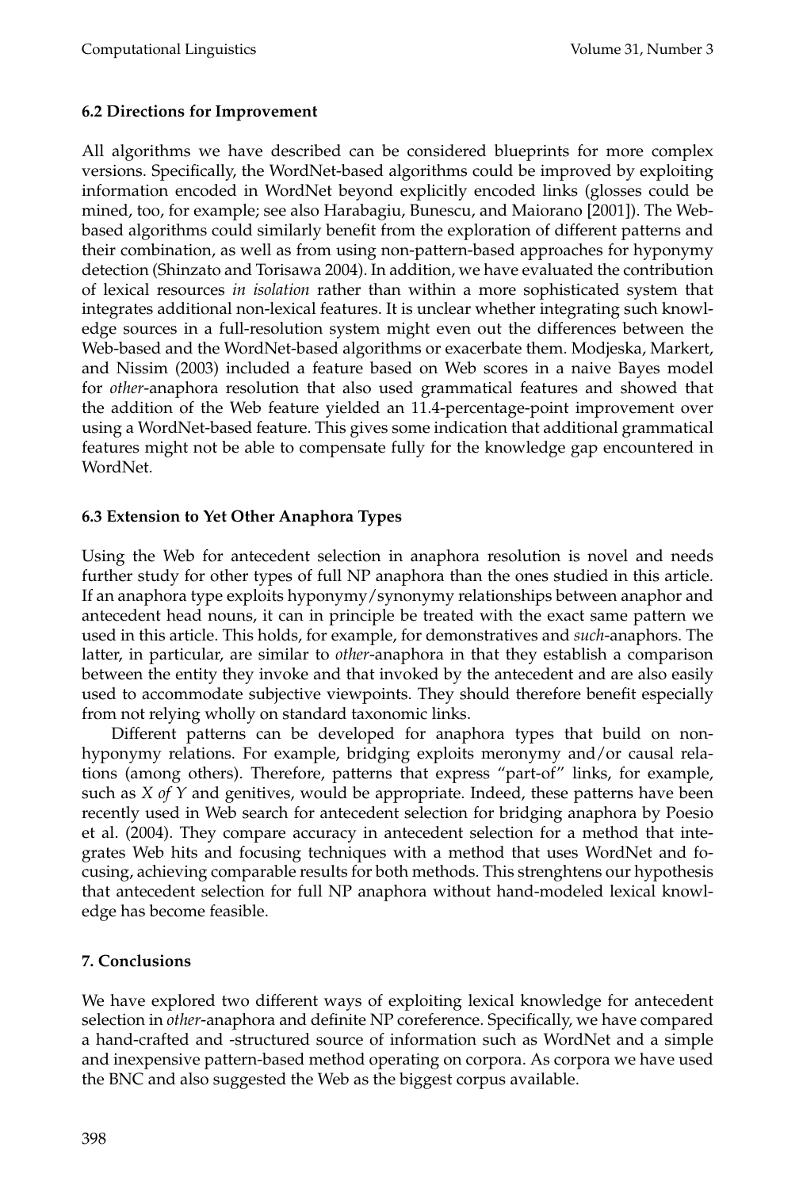### 6.2 Directions for Improvement

All algorithms we have described can be considered blueprints for more complex versions. Specifically, the WordNet-based algorithms could be improved by exploiting information encoded in WordNet beyond explicitly encoded links (glosses could be mined, too, for example; see also Harabagiu, Bunescu, and Maiorano [2001]). The Web-based algorithms could similarly benefit from the exploration of different patterns and their combination, as well as from using non-pattern-based approaches for hyponymy detection (Shinzato and Torisawa 2004). In addition, we have evaluated the contribution of lexical resources *in isolation* rather than within a more sophisticated system that integrates additional non-lexical features. It is unclear whether integrating such knowledge sources in a full-resolution system might even out the differences between the Web-based and the WordNet-based algorithms or exacerbate them. Modjeska, Markert, and Nissim (2003) included a feature based on Web scores in a naive Bayes model for *other*-anaphora resolution that also used grammatical features and showed that the addition of the Web feature yielded an 11.4-percentage-point improvement over using a WordNet-based feature. This gives some indication that additional grammatical features might not be able to compensate fully for the knowledge gap encountered in WordNet.

### 6.3 Extension to Yet Other Anaphora Types

Using the Web for antecedent selection in anaphora resolution is novel and needs further study for other types of full NP anaphora than the ones studied in this article. If an anaphora type exploits hyponymy/synonymy relationships between anaphor and antecedent head nouns, it can in principle be treated with the exact same pattern we used in this article. This holds, for example, for demonstratives and *such*-anaphors. The latter, in particular, are similar to *other*-anaphora in that they establish a comparison between the entity they invoke and that invoked by the antecedent and are also easily used to accommodate subjective viewpoints. They should therefore benefit especially from not relying wholly on standard taxonomic links.

Different patterns can be developed for anaphora types that build on non-hyponymy relations. For example, bridging exploits meronymy and/or causal relations (among others). Therefore, patterns that express "part-of" links, for example, such as *X of Y* and genitives, would be appropriate. Indeed, these patterns have been recently used in Web search for antecedent selection for bridging anaphora by Poesio et al. (2004). They compare accuracy in antecedent selection for a method that integrates Web hits and focusing techniques with a method that uses WordNet and focusing, achieving comparable results for both methods. This strenghtens our hypothesis that antecedent selection for full NP anaphora without hand-modeled lexical knowledge has become feasible.

## 7. Conclusions

We have explored two different ways of exploiting lexical knowledge for antecedent selection in *other*-anaphora and definite NP coreference. Specifically, we have compared a hand-crafted and -structured source of information such as WordNet and a simple and inexpensive pattern-based method operating on corpora. As corpora we have used the BNC and also suggested the Web as the biggest corpus available.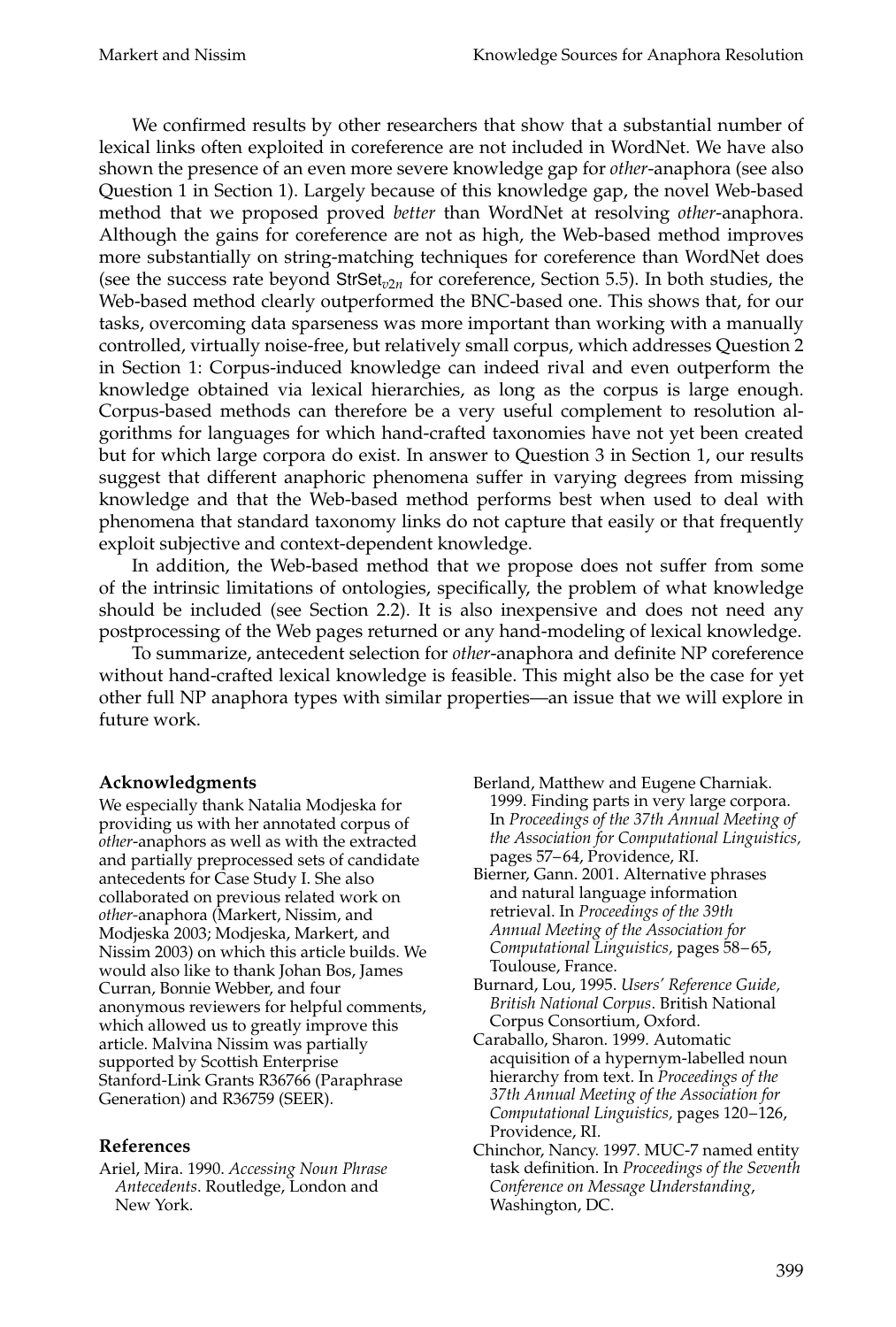We confirmed results by other researchers that show that a substantial number of lexical links often exploited in coreference are not included in WordNet. We have also shown the presence of an even more severe knowledge gap for *other*-anaphora (see also Question 1 in Section 1). Largely because of this knowledge gap, the novel Web-based method that we proposed proved *better* than WordNet at resolving *other*-anaphora. Although the gains for coreference are not as high, the Web-based method improves more substantially on string-matching techniques for coreference than WordNet does (see the success rate beyond $\mathsf{StrSet}_{v2n}$ for coreference, Section 5.5). In both studies, the Web-based method clearly outperformed the BNC-based one. This shows that, for our tasks, overcoming data sparseness was more important than working with a manually controlled, virtually noise-free, but relatively small corpus, which addresses Question 2 in Section 1: Corpus-induced knowledge can indeed rival and even outperform the knowledge obtained via lexical hierarchies, as long as the corpus is large enough. Corpus-based methods can therefore be a very useful complement to resolution algorithms for languages for which hand-crafted taxonomies have not yet been created but for which large corpora do exist. In answer to Question 3 in Section 1, our results suggest that different anaphoric phenomena suffer in varying degrees from missing knowledge and that the Web-based method performs best when used to deal with phenomena that standard taxonomy links do not capture that easily or that frequently exploit subjective and context-dependent knowledge.

In addition, the Web-based method that we propose does not suffer from some of the intrinsic limitations of ontologies, specifically, the problem of what knowledge should be included (see Section 2.2). It is also inexpensive and does not need any postprocessing of the Web pages returned or any hand-modeling of lexical knowledge.

To summarize, antecedent selection for *other*-anaphora and definite NP coreference without hand-crafted lexical knowledge is feasible. This might also be the case for yet other full NP anaphora types with similar properties—an issue that we will explore in future work.

## Acknowledgments

We especially thank Natalia Modjeska for providing us with her annotated corpus of *other*-anaphors as well as with the extracted and partially preprocessed sets of candidate antecedents for Case Study I. She also collaborated on previous related work on *other*-anaphora (Markert, Nissim, and Modjeska 2003; Modjeska, Markert, and Nissim 2003) on which this article builds. We would also like to thank Johan Bos, James Curran, Bonnie Webber, and four anonymous reviewers for helpful comments, which allowed us to greatly improve this article. Malvina Nissim was partially supported by Scottish Enterprise Stanford-Link Grants R36766 (Paraphrase Generation) and R36759 (SEER).

## References

Ariel, Mira. 1990. *Accessing Noun Phrase Antecedents*. Routledge, London and New York.

Berland, Matthew and Eugene Charniak. 1999. Finding parts in very large corpora. In *Proceedings of the 37th Annual Meeting of the Association for Computational Linguistics*, pages 57–64, Providence, RI.

Bierner, Gann. 2001. Alternative phrases and natural language information retrieval. In *Proceedings of the 39th Annual Meeting of the Association for Computational Linguistics*, pages 58–65, Toulouse, France.

Burnard, Lou, 1995. *Users' Reference Guide, British National Corpus*. British National Corpus Consortium, Oxford.

Caraballo, Sharon. 1999. Automatic acquisition of a hypernym-labelled noun hierarchy from text. In *Proceedings of the 37th Annual Meeting of the Association for Computational Linguistics*, pages 120–126, Providence, RI.

Chinchor, Nancy. 1997. MUC-7 named entity task definition. In *Proceedings of the Seventh Conference on Message Understanding*, Washington, DC.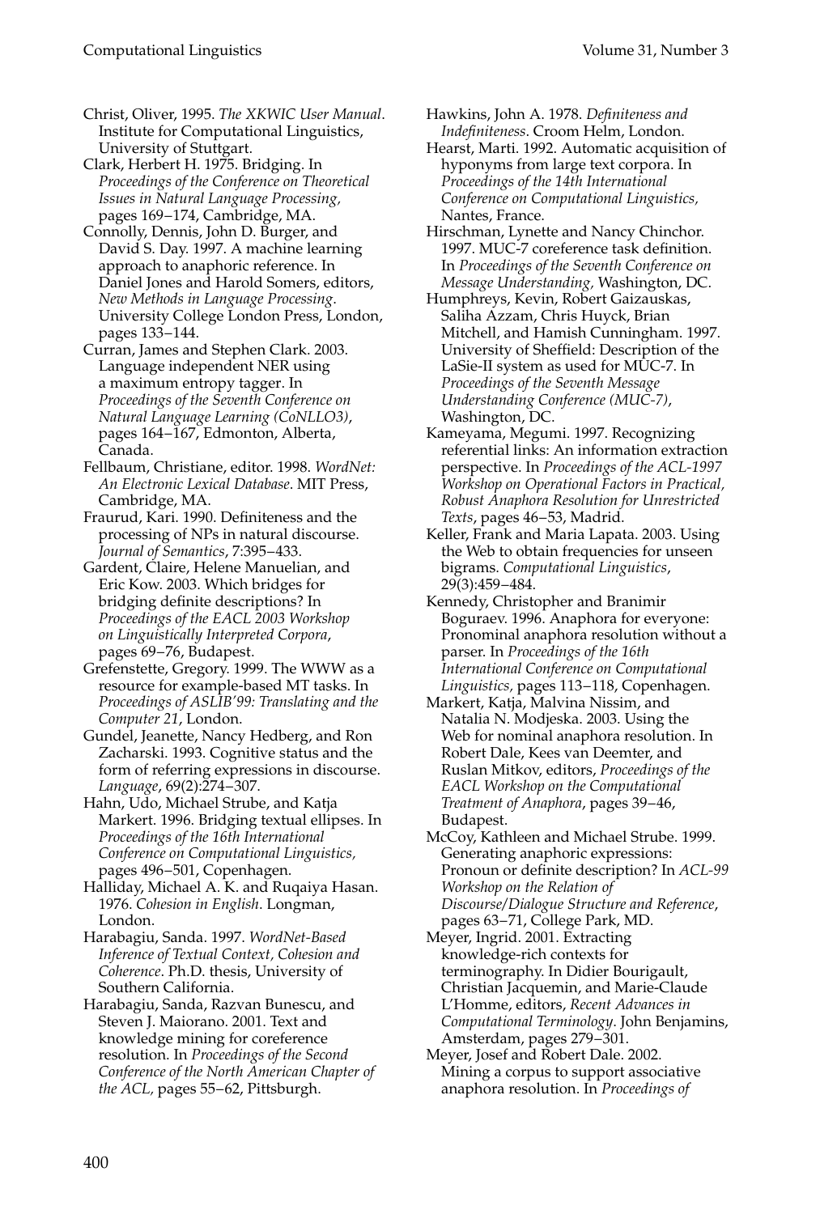Christ, Oliver, 1995. *The XKWIC User Manual*. Institute for Computational Linguistics, University of Stuttgart.

Clark, Herbert H. 1975. Bridging. In *Proceedings of the Conference on Theoretical Issues in Natural Language Processing,* pages 169–174, Cambridge, MA.

Connolly, Dennis, John D. Burger, and David S. Day. 1997. A machine learning approach to anaphoric reference. In Daniel Jones and Harold Somers, editors, *New Methods in Language Processing*. University College London Press, London, pages 133–144.

Curran, James and Stephen Clark. 2003. Language independent NER using a maximum entropy tagger. In *Proceedings of the Seventh Conference on Natural Language Learning (CoNLLO3)*, pages 164–167, Edmonton, Alberta, Canada.

Fellbaum, Christiane, editor. 1998. *WordNet: An Electronic Lexical Database*. MIT Press, Cambridge, MA.

Fraurud, Kari. 1990. Definiteness and the processing of NPs in natural discourse. *Journal of Semantics*, 7:395–433.

Gardent, Claire, Helene Manuelian, and Eric Kow. 2003. Which bridges for bridging definite descriptions? In *Proceedings of the EACL 2003 Workshop on Linguistically Interpreted Corpora*, pages 69–76, Budapest.

Grefenstette, Gregory. 1999. The WWW as a resource for example-based MT tasks. In *Proceedings of ASLIB'99: Translating and the Computer 21*, London.

Gundel, Jeanette, Nancy Hedberg, and Ron Zacharski. 1993. Cognitive status and the form of referring expressions in discourse. *Language*, 69(2):274–307.

Hahn, Udo, Michael Strube, and Katja Markert. 1996. Bridging textual ellipses. In *Proceedings of the 16th International Conference on Computational Linguistics,* pages 496–501, Copenhagen.

Halliday, Michael A. K. and Ruqaiya Hasan. 1976. *Cohesion in English*. Longman, London.

Harabagiu, Sanda. 1997. *WordNet-Based Inference of Textual Context, Cohesion and Coherence*. Ph.D. thesis, University of Southern California.

Harabagiu, Sanda, Razvan Bunescu, and Steven J. Maiorano. 2001. Text and knowledge mining for coreference resolution. In *Proceedings of the Second Conference of the North American Chapter of the ACL,* pages 55–62, Pittsburgh.

Hawkins, John A. 1978. *Definiteness and Indefiniteness*. Croom Helm, London.

Hearst, Marti. 1992. Automatic acquisition of hyponyms from large text corpora. In *Proceedings of the 14th International Conference on Computational Linguistics,* Nantes, France.

Hirschman, Lynette and Nancy Chinchor. 1997. MUC-7 coreference task definition. In *Proceedings of the Seventh Conference on Message Understanding,* Washington, DC.

Humphreys, Kevin, Robert Gaizauskas, Saliha Azzam, Chris Huyck, Brian Mitchell, and Hamish Cunningham. 1997. University of Sheffield: Description of the LaSie-II system as used for MUC-7. In *Proceedings of the Seventh Message Understanding Conference (MUC-7)*, Washington, DC.

Kameyama, Megumi. 1997. Recognizing referential links: An information extraction perspective. In *Proceedings of the ACL-1997 Workshop on Operational Factors in Practical, Robust Anaphora Resolution for Unrestricted Texts*, pages 46–53, Madrid.

Keller, Frank and Maria Lapata. 2003. Using the Web to obtain frequencies for unseen bigrams. *Computational Linguistics*, 29(3):459–484.

Kennedy, Christopher and Branimir Boguraev. 1996. Anaphora for everyone: Pronominal anaphora resolution without a parser. In *Proceedings of the 16th International Conference on Computational Linguistics,* pages 113–118, Copenhagen.

Markert, Katja, Malvina Nissim, and Natalia N. Modjeska. 2003. Using the Web for nominal anaphora resolution. In Robert Dale, Kees van Deemter, and Ruslan Mitkov, editors, *Proceedings of the EACL Workshop on the Computational Treatment of Anaphora*, pages 39–46, Budapest.

McCoy, Kathleen and Michael Strube. 1999. Generating anaphoric expressions: Pronoun or definite description? In *ACL-99 Workshop on the Relation of Discourse/Dialogue Structure and Reference*, pages 63–71, College Park, MD.

Meyer, Ingrid. 2001. Extracting knowledge-rich contexts for terminography. In Didier Bourigault, Christian Jacquemin, and Marie-Claude L'Homme, editors, *Recent Advances in Computational Terminology*. John Benjamins, Amsterdam, pages 279–301.

Meyer, Josef and Robert Dale. 2002. Mining a corpus to support associative anaphora resolution. In *Proceedings of*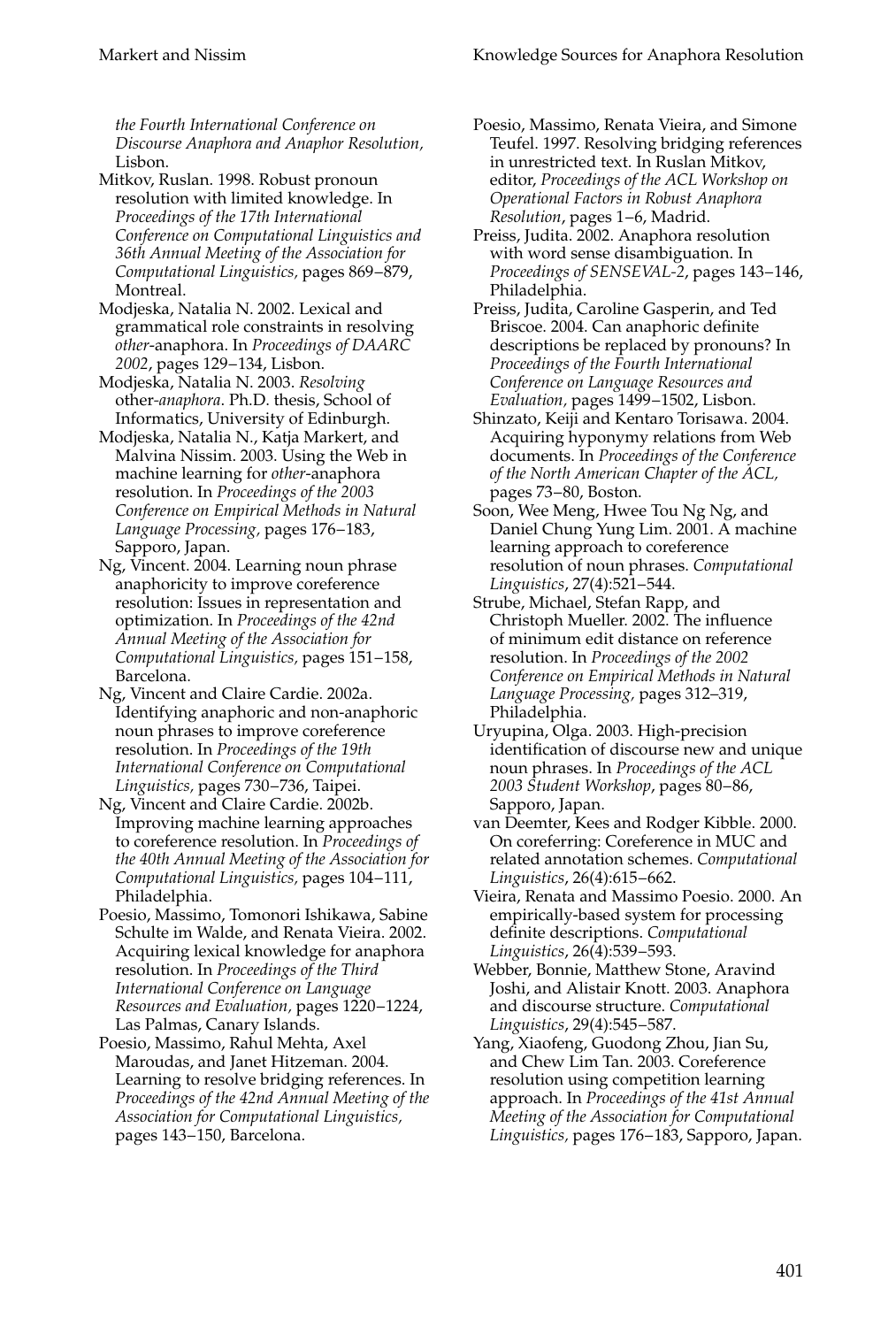*the Fourth International Conference on Discourse Anaphora and Anaphor Resolution,* Lisbon.

Mitkov, Ruslan. 1998. Robust pronoun resolution with limited knowledge. In *Proceedings of the 17th International Conference on Computational Linguistics and 36th Annual Meeting of the Association for Computational Linguistics,* pages 869–879, Montreal.

Modjeska, Natalia N. 2002. Lexical and grammatical role constraints in resolving *other*-anaphora. In *Proceedings of DAARC 2002*, pages 129–134, Lisbon.

Modjeska, Natalia N. 2003. *Resolving* other*-anaphora*. Ph.D. thesis, School of Informatics, University of Edinburgh.

Modjeska, Natalia N., Katja Markert, and Malvina Nissim. 2003. Using the Web in machine learning for *other*-anaphora resolution. In *Proceedings of the 2003 Conference on Empirical Methods in Natural Language Processing,* pages 176–183, Sapporo, Japan.

Ng, Vincent. 2004. Learning noun phrase anaphoricity to improve coreference resolution: Issues in representation and optimization. In *Proceedings of the 42nd Annual Meeting of the Association for Computational Linguistics,* pages 151–158, Barcelona.

Ng, Vincent and Claire Cardie. 2002a. Identifying anaphoric and non-anaphoric noun phrases to improve coreference resolution. In *Proceedings of the 19th International Conference on Computational Linguistics,* pages 730–736, Taipei.

Ng, Vincent and Claire Cardie. 2002b. Improving machine learning approaches to coreference resolution. In *Proceedings of the 40th Annual Meeting of the Association for Computational Linguistics,* pages 104–111, Philadelphia.

Poesio, Massimo, Tomonori Ishikawa, Sabine Schulte im Walde, and Renata Vieira. 2002. Acquiring lexical knowledge for anaphora resolution. In *Proceedings of the Third International Conference on Language Resources and Evaluation,* pages 1220–1224, Las Palmas, Canary Islands.

Poesio, Massimo, Rahul Mehta, Axel Maroudas, and Janet Hitzeman. 2004. Learning to resolve bridging references. In *Proceedings of the 42nd Annual Meeting of the Association for Computational Linguistics,* pages 143–150, Barcelona.

Poesio, Massimo, Renata Vieira, and Simone Teufel. 1997. Resolving bridging references in unrestricted text. In Ruslan Mitkov, editor, *Proceedings of the ACL Workshop on Operational Factors in Robust Anaphora Resolution*, pages 1–6, Madrid.

Preiss, Judita. 2002. Anaphora resolution with word sense disambiguation. In *Proceedings of SENSEVAL-2*, pages 143–146, Philadelphia.

Preiss, Judita, Caroline Gasperin, and Ted Briscoe. 2004. Can anaphoric definite descriptions be replaced by pronouns? In *Proceedings of the Fourth International Conference on Language Resources and Evaluation,* pages 1499–1502, Lisbon.

Shinzato, Keiji and Kentaro Torisawa. 2004. Acquiring hyponymy relations from Web documents. In *Proceedings of the Conference of the North American Chapter of the ACL,* pages 73–80, Boston.

Soon, Wee Meng, Hwee Tou Ng Ng, and Daniel Chung Yung Lim. 2001. A machine learning approach to coreference resolution of noun phrases. *Computational Linguistics*, 27(4):521–544.

Strube, Michael, Stefan Rapp, and Christoph Mueller. 2002. The influence of minimum edit distance on reference resolution. In *Proceedings of the 2002 Conference on Empirical Methods in Natural Language Processing,* pages 312–319, Philadelphia.

Uryupina, Olga. 2003. High-precision identification of discourse new and unique noun phrases. In *Proceedings of the ACL 2003 Student Workshop*, pages 80–86, Sapporo, Japan.

van Deemter, Kees and Rodger Kibble. 2000. On coreferring: Coreference in MUC and related annotation schemes. *Computational Linguistics*, 26(4):615–662.

Vieira, Renata and Massimo Poesio. 2000. An empirically-based system for processing definite descriptions. *Computational Linguistics*, 26(4):539–593.

Webber, Bonnie, Matthew Stone, Aravind Joshi, and Alistair Knott. 2003. Anaphora and discourse structure. *Computational Linguistics*, 29(4):545–587.

Yang, Xiaofeng, Guodong Zhou, Jian Su, and Chew Lim Tan. 2003. Coreference resolution using competition learning approach. In *Proceedings of the 41st Annual Meeting of the Association for Computational Linguistics,* pages 176–183, Sapporo, Japan.